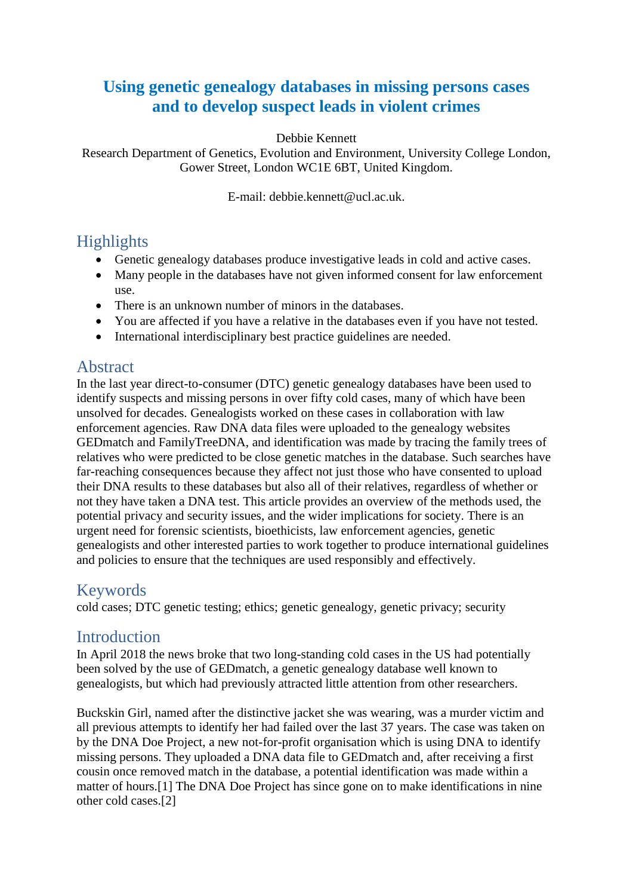# Using genetic genealogy databases in missing persons cases and to develop suspect leads in violent crimes

Debbie Kennett
Research Department of Genetics, Evolution and Environment, University College London, Gower Street, London WC1E 6BT, United Kingdom.

E-mail: debbie.kennett@ucl.ac.uk.

## Highlights

- Genetic genealogy databases produce investigative leads in cold and active cases.
- Many people in the databases have not given informed consent for law enforcement use.
- There is an unknown number of minors in the databases.
- You are affected if you have a relative in the databases even if you have not tested.
- International interdisciplinary best practice guidelines are needed.

## Abstract

In the last year direct-to-consumer (DTC) genetic genealogy databases have been used to identify suspects and missing persons in over fifty cold cases, many of which have been unsolved for decades. Genealogists worked on these cases in collaboration with law enforcement agencies. Raw DNA data files were uploaded to the genealogy websites GEDmatch and FamilyTreeDNA, and identification was made by tracing the family trees of relatives who were predicted to be close genetic matches in the database. Such searches have far-reaching consequences because they affect not just those who have consented to upload their DNA results to these databases but also all of their relatives, regardless of whether or not they have taken a DNA test. This article provides an overview of the methods used, the potential privacy and security issues, and the wider implications for society. There is an urgent need for forensic scientists, bioethicists, law enforcement agencies, genetic genealogists and other interested parties to work together to produce international guidelines and policies to ensure that the techniques are used responsibly and effectively.

## Keywords

cold cases; DTC genetic testing; ethics; genetic genealogy, genetic privacy; security

## Introduction

In April 2018 the news broke that two long-standing cold cases in the US had potentially been solved by the use of GEDmatch, a genetic genealogy database well known to genealogists, but which had previously attracted little attention from other researchers.

Buckskin Girl, named after the distinctive jacket she was wearing, was a murder victim and all previous attempts to identify her had failed over the last 37 years. The case was taken on by the DNA Doe Project, a new not-for-profit organisation which is using DNA to identify missing persons. They uploaded a DNA data file to GEDmatch and, after receiving a first cousin once removed match in the database, a potential identification was made within a matter of hours.[1] The DNA Doe Project has since gone on to make identifications in nine other cold cases.[2]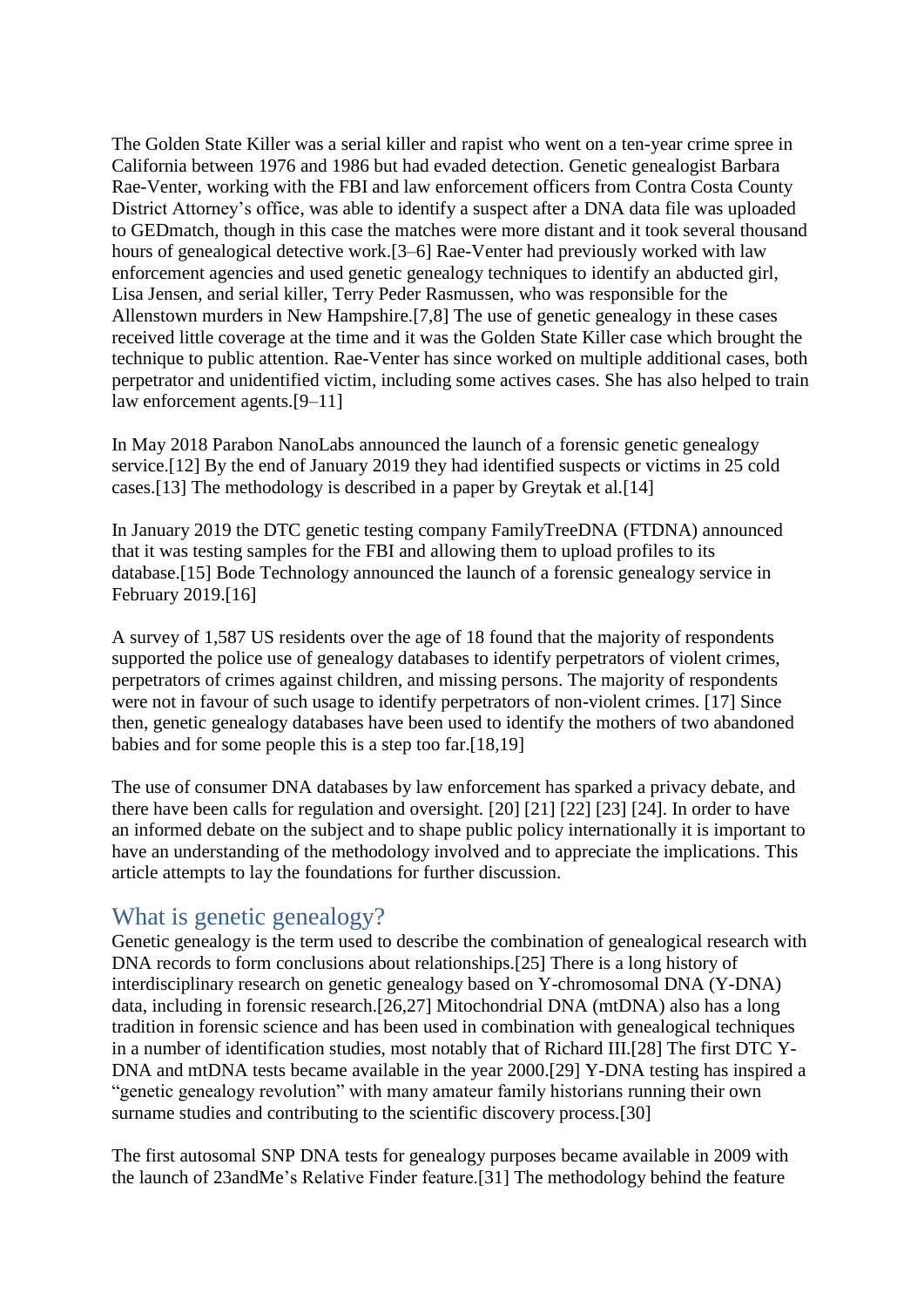The Golden State Killer was a serial killer and rapist who went on a ten-year crime spree in California between 1976 and 1986 but had evaded detection. Genetic genealogist Barbara Rae-Venter, working with the FBI and law enforcement officers from Contra Costa County District Attorney's office, was able to identify a suspect after a DNA data file was uploaded to GEDmatch, though in this case the matches were more distant and it took several thousand hours of genealogical detective work.[3–6] Rae-Venter had previously worked with law enforcement agencies and used genetic genealogy techniques to identify an abducted girl, Lisa Jensen, and serial killer, Terry Peder Rasmussen, who was responsible for the Allenstown murders in New Hampshire.[7,8] The use of genetic genealogy in these cases received little coverage at the time and it was the Golden State Killer case which brought the technique to public attention. Rae-Venter has since worked on multiple additional cases, both perpetrator and unidentified victim, including some actives cases. She has also helped to train law enforcement agents.[9–11]

In May 2018 Parabon NanoLabs announced the launch of a forensic genetic genealogy service.[12] By the end of January 2019 they had identified suspects or victims in 25 cold cases.[13] The methodology is described in a paper by Greytak et al.[14]

In January 2019 the DTC genetic testing company FamilyTreeDNA (FTDNA) announced that it was testing samples for the FBI and allowing them to upload profiles to its database.[15] Bode Technology announced the launch of a forensic genealogy service in February 2019.[16]

A survey of 1,587 US residents over the age of 18 found that the majority of respondents supported the police use of genealogy databases to identify perpetrators of violent crimes, perpetrators of crimes against children, and missing persons. The majority of respondents were not in favour of such usage to identify perpetrators of non-violent crimes. [17] Since then, genetic genealogy databases have been used to identify the mothers of two abandoned babies and for some people this is a step too far.[18,19]

The use of consumer DNA databases by law enforcement has sparked a privacy debate, and there have been calls for regulation and oversight. [20] [21] [22] [23] [24]. In order to have an informed debate on the subject and to shape public policy internationally it is important to have an understanding of the methodology involved and to appreciate the implications. This article attempts to lay the foundations for further discussion.

## What is genetic genealogy?

Genetic genealogy is the term used to describe the combination of genealogical research with DNA records to form conclusions about relationships.[25] There is a long history of interdisciplinary research on genetic genealogy based on Y-chromosomal DNA (Y-DNA) data, including in forensic research.[26,27] Mitochondrial DNA (mtDNA) also has a long tradition in forensic science and has been used in combination with genealogical techniques in a number of identification studies, most notably that of Richard III.[28] The first DTC Y-DNA and mtDNA tests became available in the year 2000.[29] Y-DNA testing has inspired a "genetic genealogy revolution" with many amateur family historians running their own surname studies and contributing to the scientific discovery process.[30]

The first autosomal SNP DNA tests for genealogy purposes became available in 2009 with the launch of 23andMe's Relative Finder feature.[31] The methodology behind the feature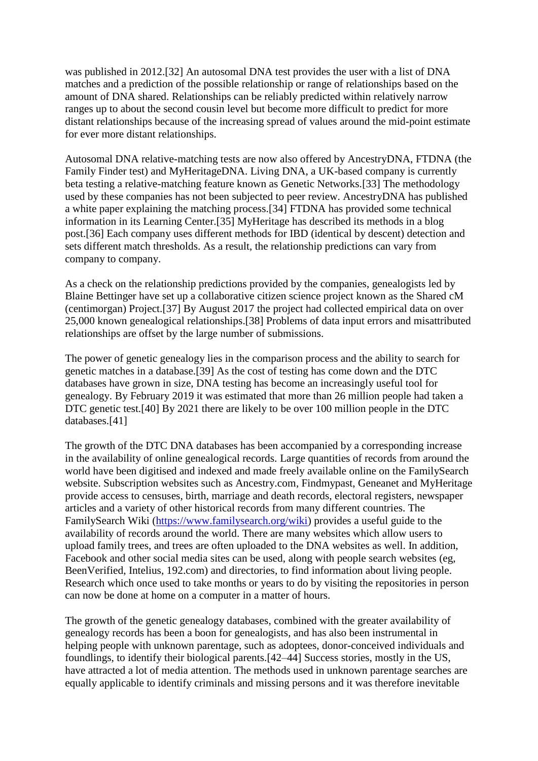was published in 2012.[32] An autosomal DNA test provides the user with a list of DNA matches and a prediction of the possible relationship or range of relationships based on the amount of DNA shared. Relationships can be reliably predicted within relatively narrow ranges up to about the second cousin level but become more difficult to predict for more distant relationships because of the increasing spread of values around the mid-point estimate for ever more distant relationships.

Autosomal DNA relative-matching tests are now also offered by AncestryDNA, FTDNA (the Family Finder test) and MyHeritageDNA. Living DNA, a UK-based company is currently beta testing a relative-matching feature known as Genetic Networks.[33] The methodology used by these companies has not been subjected to peer review. AncestryDNA has published a white paper explaining the matching process.[34] FTDNA has provided some technical information in its Learning Center.[35] MyHeritage has described its methods in a blog post.[36] Each company uses different methods for IBD (identical by descent) detection and sets different match thresholds. As a result, the relationship predictions can vary from company to company.

As a check on the relationship predictions provided by the companies, genealogists led by Blaine Bettinger have set up a collaborative citizen science project known as the Shared cM (centimorgan) Project.[37] By August 2017 the project had collected empirical data on over 25,000 known genealogical relationships.[38] Problems of data input errors and misattributed relationships are offset by the large number of submissions.

The power of genetic genealogy lies in the comparison process and the ability to search for genetic matches in a database.[39] As the cost of testing has come down and the DTC databases have grown in size, DNA testing has become an increasingly useful tool for genealogy. By February 2019 it was estimated that more than 26 million people had taken a DTC genetic test.[40] By 2021 there are likely to be over 100 million people in the DTC databases.[41]

The growth of the DTC DNA databases has been accompanied by a corresponding increase in the availability of online genealogical records. Large quantities of records from around the world have been digitised and indexed and made freely available online on the FamilySearch website. Subscription websites such as Ancestry.com, Findmypast, Geneanet and MyHeritage provide access to censuses, birth, marriage and death records, electoral registers, newspaper articles and a variety of other historical records from many different countries. The FamilySearch Wiki (https://www.familysearch.org/wiki) provides a useful guide to the availability of records around the world. There are many websites which allow users to upload family trees, and trees are often uploaded to the DNA websites as well. In addition, Facebook and other social media sites can be used, along with people search websites (eg, BeenVerified, Intelius, 192.com) and directories, to find information about living people. Research which once used to take months or years to do by visiting the repositories in person can now be done at home on a computer in a matter of hours.

The growth of the genetic genealogy databases, combined with the greater availability of genealogy records has been a boon for genealogists, and has also been instrumental in helping people with unknown parentage, such as adoptees, donor-conceived individuals and foundlings, to identify their biological parents.[42–44] Success stories, mostly in the US, have attracted a lot of media attention. The methods used in unknown parentage searches are equally applicable to identify criminals and missing persons and it was therefore inevitable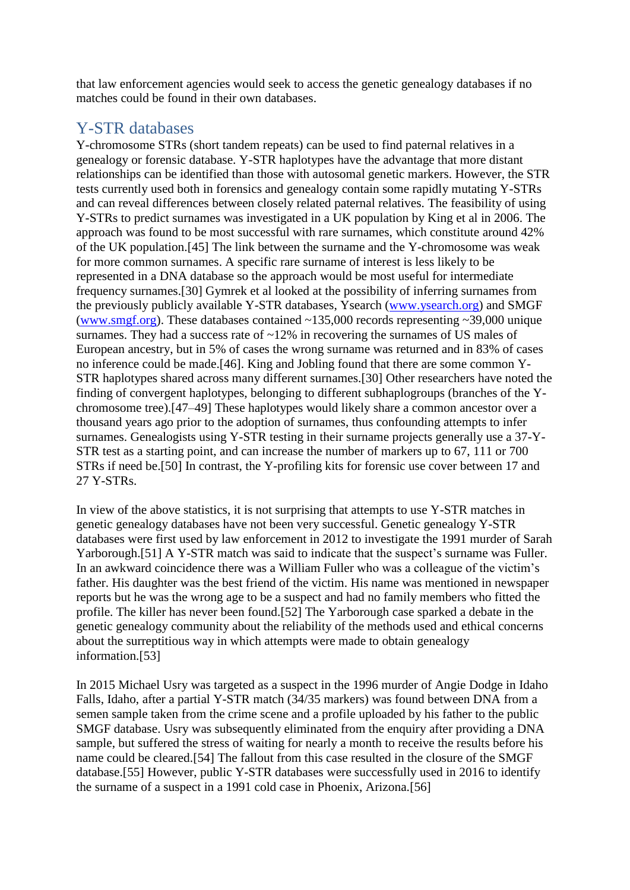that law enforcement agencies would seek to access the genetic genealogy databases if no matches could be found in their own databases.

## Y-STR databases

Y-chromosome STRs (short tandem repeats) can be used to find paternal relatives in a genealogy or forensic database. Y-STR haplotypes have the advantage that more distant relationships can be identified than those with autosomal genetic markers. However, the STR tests currently used both in forensics and genealogy contain some rapidly mutating Y-STRs and can reveal differences between closely related paternal relatives. The feasibility of using Y-STRs to predict surnames was investigated in a UK population by King et al in 2006. The approach was found to be most successful with rare surnames, which constitute around 42% of the UK population.[45] The link between the surname and the Y-chromosome was weak for more common surnames. A specific rare surname of interest is less likely to be represented in a DNA database so the approach would be most useful for intermediate frequency surnames.[30] Gymrek et al looked at the possibility of inferring surnames from the previously publicly available Y-STR databases, Ysearch (www.ysearch.org) and SMGF (www.smgf.org). These databases contained ~135,000 records representing ~39,000 unique surnames. They had a success rate of ~12% in recovering the surnames of US males of European ancestry, but in 5% of cases the wrong surname was returned and in 83% of cases no inference could be made.[46]. King and Jobling found that there are some common Y-STR haplotypes shared across many different surnames.[30] Other researchers have noted the finding of convergent haplotypes, belonging to different subhaplogroups (branches of the Y-chromosome tree).[47–49] These haplotypes would likely share a common ancestor over a thousand years ago prior to the adoption of surnames, thus confounding attempts to infer surnames. Genealogists using Y-STR testing in their surname projects generally use a 37-Y-STR test as a starting point, and can increase the number of markers up to 67, 111 or 700 STRs if need be.[50] In contrast, the Y-profiling kits for forensic use cover between 17 and 27 Y-STRs.

In view of the above statistics, it is not surprising that attempts to use Y-STR matches in genetic genealogy databases have not been very successful. Genetic genealogy Y-STR databases were first used by law enforcement in 2012 to investigate the 1991 murder of Sarah Yarborough.[51] A Y-STR match was said to indicate that the suspect's surname was Fuller. In an awkward coincidence there was a William Fuller who was a colleague of the victim's father. His daughter was the best friend of the victim. His name was mentioned in newspaper reports but he was the wrong age to be a suspect and had no family members who fitted the profile. The killer has never been found.[52] The Yarborough case sparked a debate in the genetic genealogy community about the reliability of the methods used and ethical concerns about the surreptitious way in which attempts were made to obtain genealogy information.[53]

In 2015 Michael Usry was targeted as a suspect in the 1996 murder of Angie Dodge in Idaho Falls, Idaho, after a partial Y-STR match (34/35 markers) was found between DNA from a semen sample taken from the crime scene and a profile uploaded by his father to the public SMGF database. Usry was subsequently eliminated from the enquiry after providing a DNA sample, but suffered the stress of waiting for nearly a month to receive the results before his name could be cleared.[54] The fallout from this case resulted in the closure of the SMGF database.[55] However, public Y-STR databases were successfully used in 2016 to identify the surname of a suspect in a 1991 cold case in Phoenix, Arizona.[56]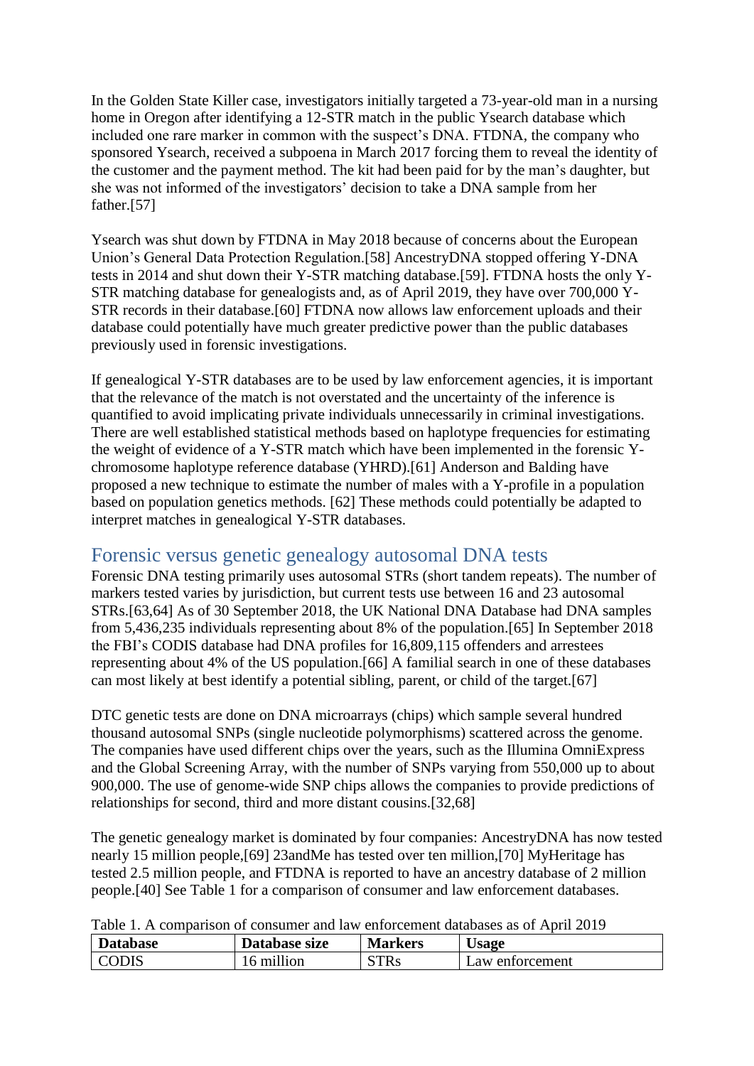In the Golden State Killer case, investigators initially targeted a 73-year-old man in a nursing home in Oregon after identifying a 12-STR match in the public Ysearch database which included one rare marker in common with the suspect's DNA. FTDNA, the company who sponsored Ysearch, received a subpoena in March 2017 forcing them to reveal the identity of the customer and the payment method. The kit had been paid for by the man's daughter, but she was not informed of the investigators' decision to take a DNA sample from her father.[57]

Ysearch was shut down by FTDNA in May 2018 because of concerns about the European Union's General Data Protection Regulation.[58] AncestryDNA stopped offering Y-DNA tests in 2014 and shut down their Y-STR matching database.[59]. FTDNA hosts the only Y-STR matching database for genealogists and, as of April 2019, they have over 700,000 Y-STR records in their database.[60] FTDNA now allows law enforcement uploads and their database could potentially have much greater predictive power than the public databases previously used in forensic investigations.

If genealogical Y-STR databases are to be used by law enforcement agencies, it is important that the relevance of the match is not overstated and the uncertainty of the inference is quantified to avoid implicating private individuals unnecessarily in criminal investigations. There are well established statistical methods based on haplotype frequencies for estimating the weight of evidence of a Y-STR match which have been implemented in the forensic Y-chromosome haplotype reference database (YHRD).[61] Anderson and Balding have proposed a new technique to estimate the number of males with a Y-profile in a population based on population genetics methods. [62] These methods could potentially be adapted to interpret matches in genealogical Y-STR databases.

## Forensic versus genetic genealogy autosomal DNA tests

Forensic DNA testing primarily uses autosomal STRs (short tandem repeats). The number of markers tested varies by jurisdiction, but current tests use between 16 and 23 autosomal STRs.[63,64] As of 30 September 2018, the UK National DNA Database had DNA samples from 5,436,235 individuals representing about 8% of the population.[65] In September 2018 the FBI's CODIS database had DNA profiles for 16,809,115 offenders and arrestees representing about 4% of the US population.[66] A familial search in one of these databases can most likely at best identify a potential sibling, parent, or child of the target.[67]

DTC genetic tests are done on DNA microarrays (chips) which sample several hundred thousand autosomal SNPs (single nucleotide polymorphisms) scattered across the genome. The companies have used different chips over the years, such as the Illumina OmniExpress and the Global Screening Array, with the number of SNPs varying from 550,000 up to about 900,000. The use of genome-wide SNP chips allows the companies to provide predictions of relationships for second, third and more distant cousins.[32,68]

The genetic genealogy market is dominated by four companies: AncestryDNA has now tested nearly 15 million people,[69] 23andMe has tested over ten million,[70] MyHeritage has tested 2.5 million people, and FTDNA is reported to have an ancestry database of 2 million people.[40] See Table 1 for a comparison of consumer and law enforcement databases.

Table 1. A comparison of consumer and law enforcement databases as of April 2019

| Database | Database size | Markers | Usage |
|---|---|---|---|
| CODIS | 16 million | STRs | Law enforcement |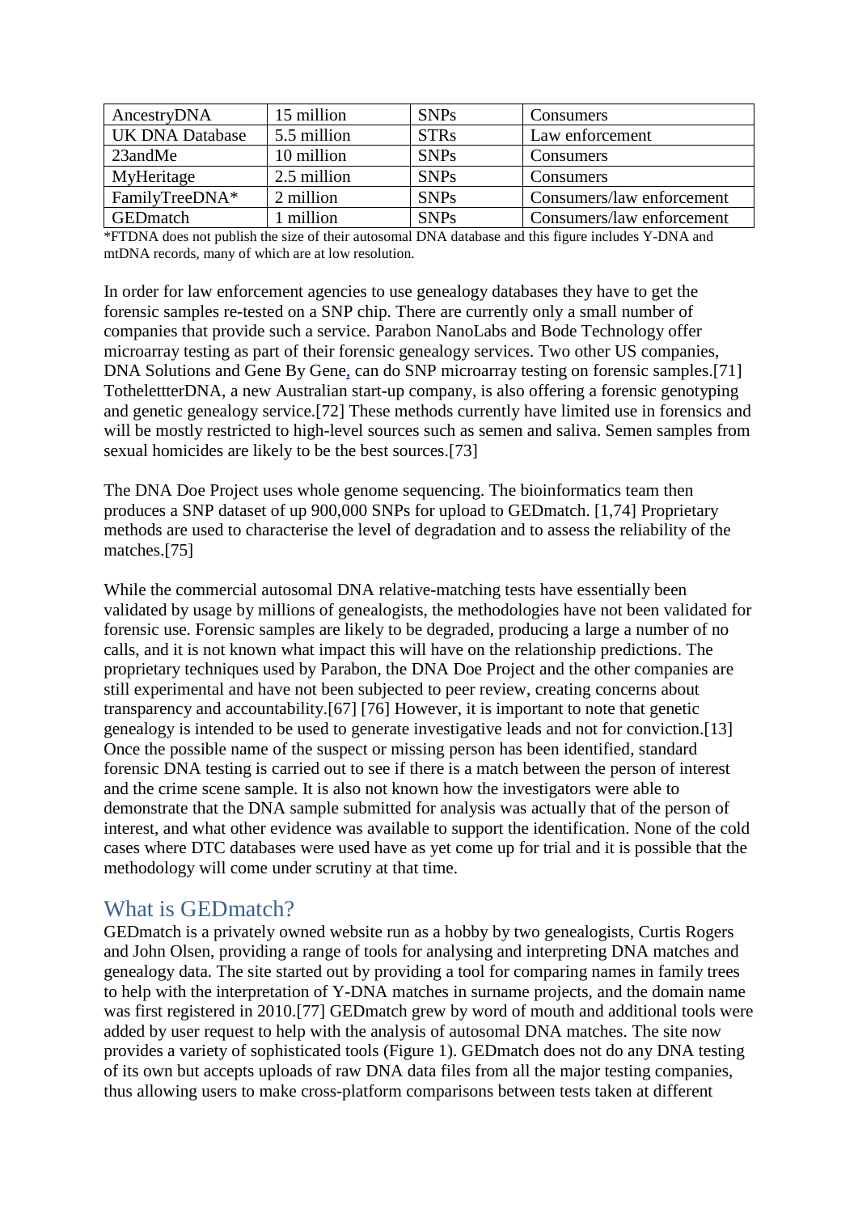| AncestryDNA | 15 million | SNPs | Consumers |
|---|---|---|---|
| UK DNA Database | 5.5 million | STRs | Law enforcement |
| 23andMe | 10 million | SNPs | Consumers |
| MyHeritage | 2.5 million | SNPs | Consumers |
| FamilyTreeDNA* | 2 million | SNPs | Consumers/law enforcement |
| GEDmatch | 1 million | SNPs | Consumers/law enforcement |

*FTDNA does not publish the size of their autosomal DNA database and this figure includes Y-DNA and mtDNA records, many of which are at low resolution.

In order for law enforcement agencies to use genealogy databases they have to get the forensic samples re-tested on a SNP chip. There are currently only a small number of companies that provide such a service. Parabon NanoLabs and Bode Technology offer microarray testing as part of their forensic genealogy services. Two other US companies, DNA Solutions and Gene By Gene, can do SNP microarray testing on forensic samples.[71] TothelettterDNA, a new Australian start-up company, is also offering a forensic genotyping and genetic genealogy service.[72] These methods currently have limited use in forensics and will be mostly restricted to high-level sources such as semen and saliva. Semen samples from sexual homicides are likely to be the best sources.[73]

The DNA Doe Project uses whole genome sequencing. The bioinformatics team then produces a SNP dataset of up 900,000 SNPs for upload to GEDmatch. [1,74] Proprietary methods are used to characterise the level of degradation and to assess the reliability of the matches.[75]

While the commercial autosomal DNA relative-matching tests have essentially been validated by usage by millions of genealogists, the methodologies have not been validated for forensic use. Forensic samples are likely to be degraded, producing a large a number of no calls, and it is not known what impact this will have on the relationship predictions. The proprietary techniques used by Parabon, the DNA Doe Project and the other companies are still experimental and have not been subjected to peer review, creating concerns about transparency and accountability.[67] [76] However, it is important to note that genetic genealogy is intended to be used to generate investigative leads and not for conviction.[13] Once the possible name of the suspect or missing person has been identified, standard forensic DNA testing is carried out to see if there is a match between the person of interest and the crime scene sample. It is also not known how the investigators were able to demonstrate that the DNA sample submitted for analysis was actually that of the person of interest, and what other evidence was available to support the identification. None of the cold cases where DTC databases were used have as yet come up for trial and it is possible that the methodology will come under scrutiny at that time.

## What is GEDmatch?

GEDmatch is a privately owned website run as a hobby by two genealogists, Curtis Rogers and John Olsen, providing a range of tools for analysing and interpreting DNA matches and genealogy data. The site started out by providing a tool for comparing names in family trees to help with the interpretation of Y-DNA matches in surname projects, and the domain name was first registered in 2010.[77] GEDmatch grew by word of mouth and additional tools were added by user request to help with the analysis of autosomal DNA matches. The site now provides a variety of sophisticated tools (Figure 1). GEDmatch does not do any DNA testing of its own but accepts uploads of raw DNA data files from all the major testing companies, thus allowing users to make cross-platform comparisons between tests taken at different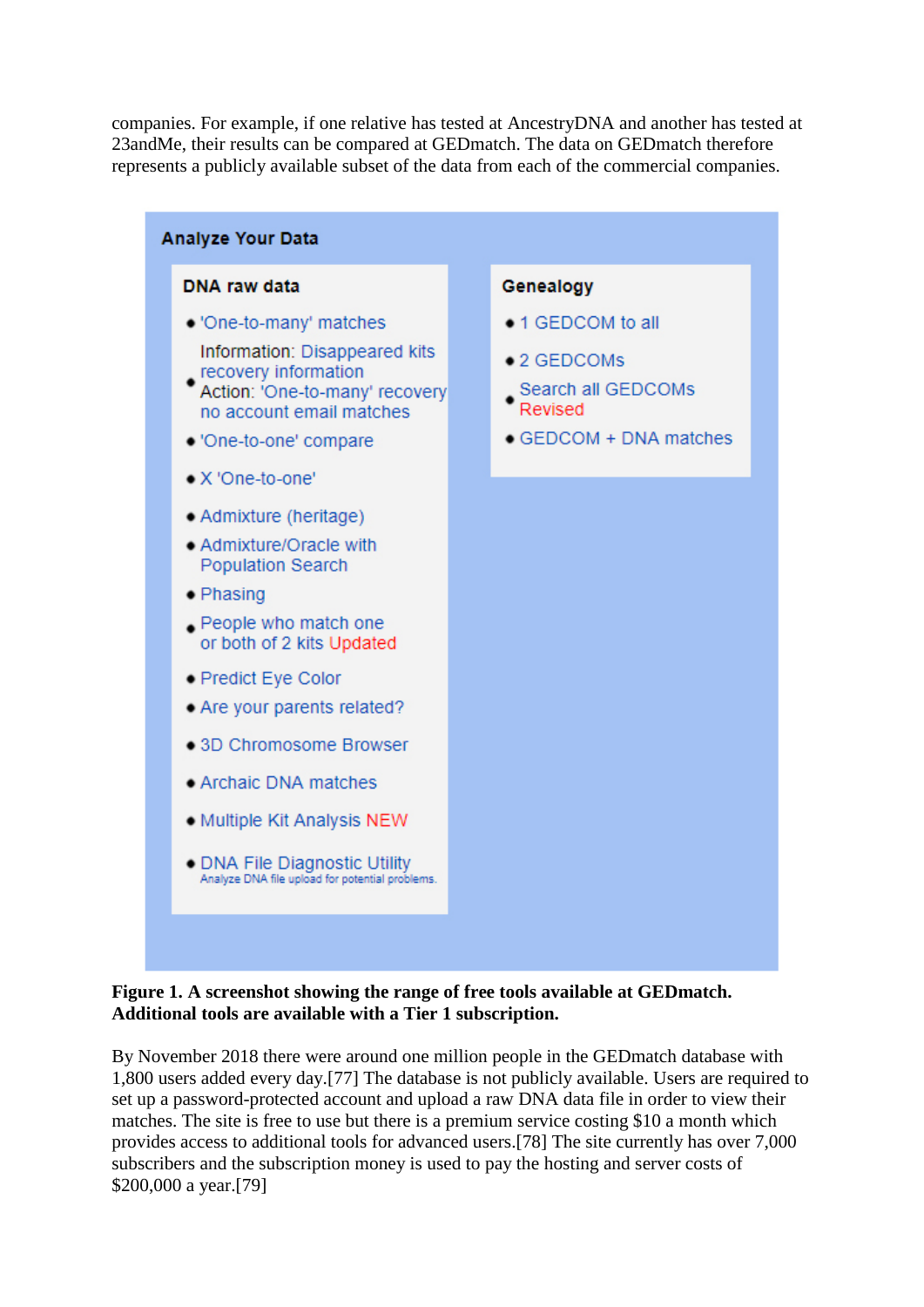companies. For example, if one relative has tested at AncestryDNA and another has tested at 23andMe, their results can be compared at GEDmatch. The data on GEDmatch therefore represents a publicly available subset of the data from each of the commercial companies.

**Analyze Your Data**

**DNA raw data**

- 'One-to-many' matches
- Information: Disappeared kits recovery information
  Action: 'One-to-many' recovery no account email matches
- 'One-to-one' compare
- X 'One-to-one'
- Admixture (heritage)
- Admixture/Oracle with Population Search
- Phasing
- People who match one or both of 2 kits Updated
- Predict Eye Color
- Are your parents related?
- 3D Chromosome Browser
- Archaic DNA matches
- Multiple Kit Analysis NEW
- DNA File Diagnostic Utility
  Analyze DNA file upload for potential problems.

**Genealogy**

- 1 GEDCOM to all
- 2 GEDCOMs
- Search all GEDCOMs Revised
- GEDCOM + DNA matches

**Figure 1. A screenshot showing the range of free tools available at GEDmatch. Additional tools are available with a Tier 1 subscription.**

By November 2018 there were around one million people in the GEDmatch database with 1,800 users added every day.[77] The database is not publicly available. Users are required to set up a password-protected account and upload a raw DNA data file in order to view their matches. The site is free to use but there is a premium service costing $10 a month which provides access to additional tools for advanced users.[78] The site currently has over 7,000 subscribers and the subscription money is used to pay the hosting and server costs of $200,000 a year.[79]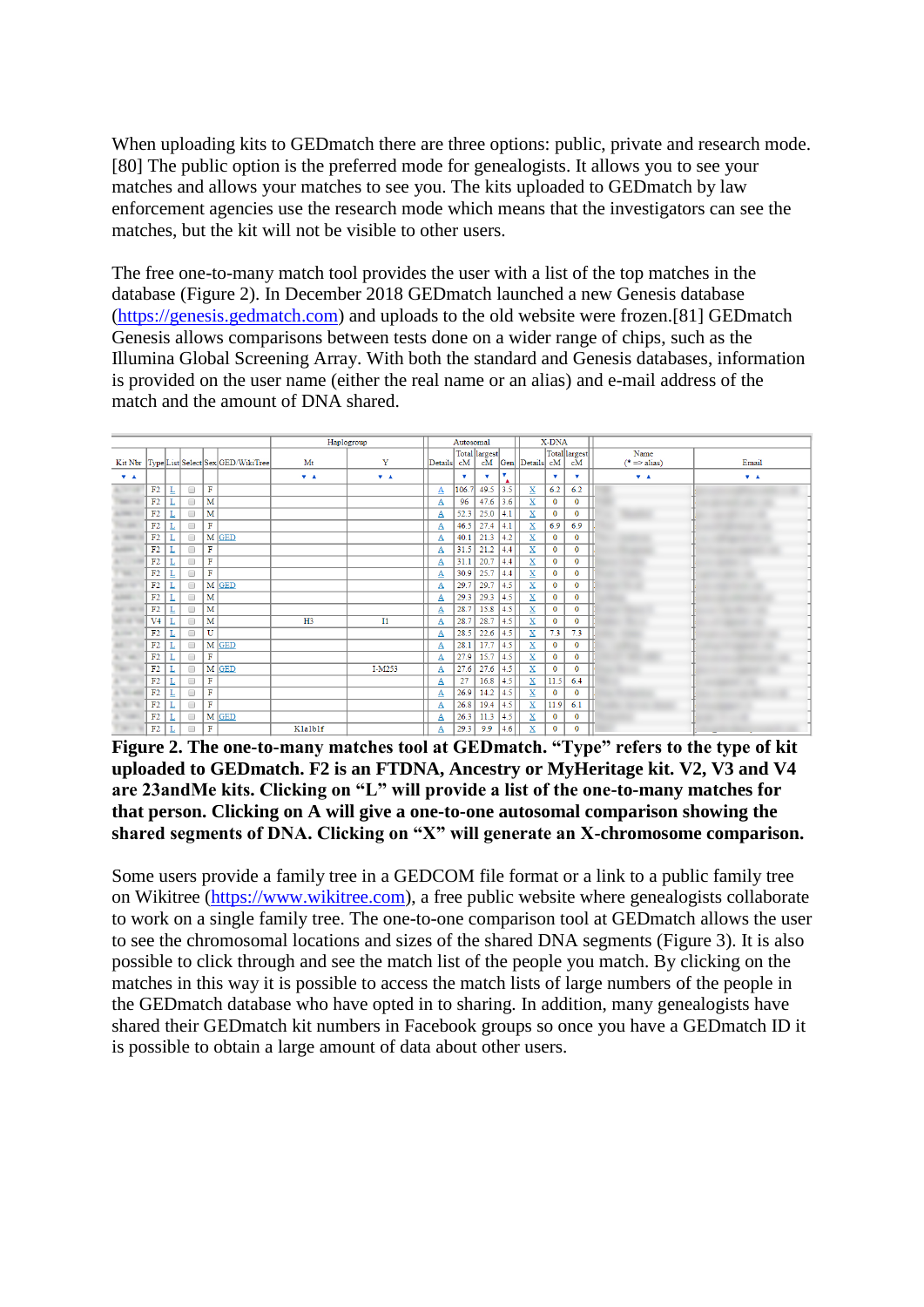When uploading kits to GEDmatch there are three options: public, private and research mode.[80] The public option is the preferred mode for genealogists. It allows you to see your matches and allows your matches to see you. The kits uploaded to GEDmatch by law enforcement agencies use the research mode which means that the investigators can see the matches, but the kit will not be visible to other users.

The free one-to-many match tool provides the user with a list of the top matches in the database (Figure 2). In December 2018 GEDmatch launched a new Genesis database (https://genesis.gedmatch.com) and uploads to the old website were frozen.[81] GEDmatch Genesis allows comparisons between tests done on a wider range of chips, such as the Illumina Global Screening Array. With both the standard and Genesis databases, information is provided on the user name (either the real name or an alias) and e-mail address of the match and the amount of DNA shared.

| | | | | | | Haplogroup | | Autosomal | | | | X-DNA | | | | |
|---|---|---|---|---|---|---|---|---|---|---|---|---|---|---|---|---|
| Kit Nbr | Type | List | Select | Sex | GED/WikiTree | Mt | Y | Details | Total cM | largest cM | Gen | Details | Total cM | largest cM | Name (* => alias) | Email |
| | F2 | L | | F | | | | A | 106.7 | 49.5 | 3.5 | X | 6.2 | 6.2 | | |
| | F2 | L | | M | | | | A | 96 | 47.6 | 3.6 | X | 0 | 0 | | |
| | F2 | L | | M | | | | A | 52.3 | 25.0 | 4.1 | X | 0 | 0 | | |
| | F2 | L | | F | | | | A | 46.5 | 27.4 | 4.1 | X | 6.9 | 6.9 | | |
| | F2 | L | | M | GED | | | A | 40.1 | 21.3 | 4.2 | X | 0 | 0 | | |
| | F2 | L | | F | | | | A | 31.5 | 21.2 | 4.4 | X | 0 | 0 | | |
| | F2 | L | | F | | | | A | 31.1 | 20.7 | 4.4 | X | 0 | 0 | | |
| | F2 | L | | F | | | | A | 30.9 | 25.7 | 4.4 | X | 0 | 0 | | |
| | F2 | L | | M | GED | | | A | 29.7 | 29.7 | 4.5 | X | 0 | 0 | | |
| | F2 | L | | M | | | | A | 29.3 | 29.3 | 4.5 | X | 0 | 0 | | |
| | F2 | L | | M | | | | A | 28.7 | 15.8 | 4.5 | X | 0 | 0 | | |
| | V4 | L | | M | | H3 | I1 | A | 28.7 | 28.7 | 4.5 | X | 0 | 0 | | |
| | F2 | L | | U | | | | A | 28.5 | 22.6 | 4.5 | X | 7.3 | 7.3 | | |
| | F2 | L | | M | GED | | | A | 28.1 | 17.7 | 4.5 | X | 0 | 0 | | |
| | F2 | L | | F | | | | A | 27.9 | 15.7 | 4.5 | X | 0 | 0 | | |
| | F2 | L | | M | GED | | I-M253 | A | 27.6 | 27.6 | 4.5 | X | 0 | 0 | | |
| | F2 | L | | F | | | | A | 27 | 16.8 | 4.5 | X | 11.5 | 6.4 | | |
| | F2 | L | | F | | | | A | 26.9 | 14.2 | 4.5 | X | 0 | 0 | | |
| | F2 | L | | F | | | | A | 26.8 | 19.4 | 4.5 | X | 11.9 | 6.1 | | |
| | F2 | L | | M | GED | | | A | 26.3 | 11.3 | 4.5 | X | 0 | 0 | | |
| | F2 | L | | F | | K1a1b1f | | A | 29.3 | 9.9 | 4.6 | X | 0 | 0 | | |

**Figure 2. The one-to-many matches tool at GEDmatch. "Type" refers to the type of kit uploaded to GEDmatch. F2 is an FTDNA, Ancestry or MyHeritage kit. V2, V3 and V4 are 23andMe kits. Clicking on "L" will provide a list of the one-to-many matches for that person. Clicking on A will give a one-to-one autosomal comparison showing the shared segments of DNA. Clicking on "X" will generate an X-chromosome comparison.**

Some users provide a family tree in a GEDCOM file format or a link to a public family tree on Wikitree (https://www.wikitree.com), a free public website where genealogists collaborate to work on a single family tree. The one-to-one comparison tool at GEDmatch allows the user to see the chromosomal locations and sizes of the shared DNA segments (Figure 3). It is also possible to click through and see the match list of the people you match. By clicking on the matches in this way it is possible to access the match lists of large numbers of the people in the GEDmatch database who have opted in to sharing. In addition, many genealogists have shared their GEDmatch kit numbers in Facebook groups so once you have a GEDmatch ID it is possible to obtain a large amount of data about other users.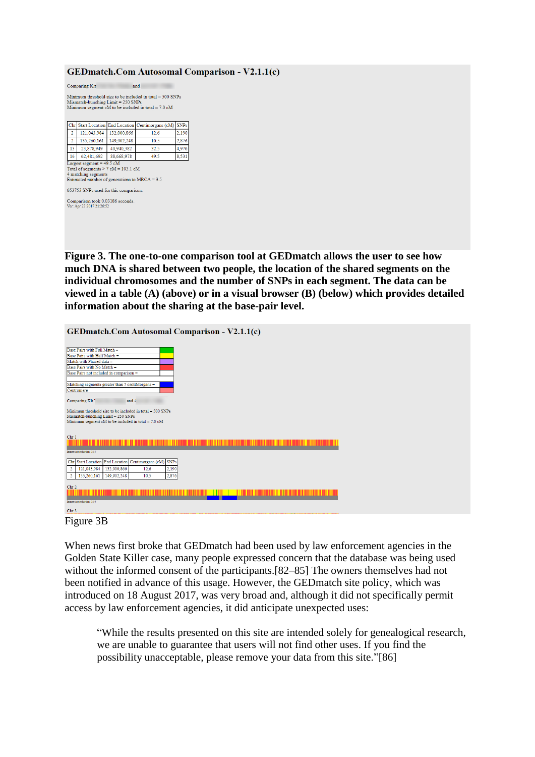GEDmatch.Com Autosomal Comparison - V2.1.1(c)

Comparing Kit and

Minimum threshold size to be included in total = 500 SNPs
Mismatch-bunching Limit = 250 SNPs
Minimum segment cM to be included in total = 7.0 cM

| Chr | Start Location | End Location | Centimorgans (cM) | SNPs |
|---|---|---|---|---|
| 2 | 121,043,984 | 132,000,866 | 12.6 | 2,190 |
| 2 | 135,260,161 | 149,902,248 | 10.5 | 2,876 |
| 13 | 23,878,949 | 40,940,382 | 32.5 | 4,976 |
| 16 | 62,481,692 | 88,668,978 | 49.5 | 8,531 |

Largest segment = 49.5 cM
Total of segments > 7 cM = 105.1 cM
4 matching segments
Estimated number of generations to MRCA = 3.5

653753 SNPs used for this comparison.

Comparison took 0.03186 seconds.
Ver: Apr 23 2017 21:26:52

**Figure 3. The one-to-one comparison tool at GEDmatch allows the user to see how much DNA is shared between two people, the location of the shared segments on the individual chromosomes and the number of SNPs in each segment. The data can be viewed in a table (A) (above) or in a visual browser (B) (below) which provides detailed information about the sharing at the base-pair level.**

GEDmatch.Com Autosomal Comparison - V2.1.1(c)

Base Pairs with Full Match =
Base Pairs with Half Match =
Match with Phased data =
Base Pairs with No Match =
Base Pairs not included in comparison =

Matching segments greater than 7 centiMorgans =
Centromere

Comparing Kit and

Minimum threshold size to be included in total = 500 SNPs
Mismatch-bunching Limit = 250 SNPs
Minimum segment cM to be included in total = 7.0 cM

Chr 1

| Chr | Start Location | End Location | Centimorgans (cM) | SNPs |
|---|---|---|---|---|
| 2 | 121,043,984 | 132,000,866 | 12.6 | 2,190 |
| 2 | 135,260,161 | 149,902,248 | 10.5 | 2,876 |

Chr 2

Chr 3

Figure 3B

When news first broke that GEDmatch had been used by law enforcement agencies in the Golden State Killer case, many people expressed concern that the database was being used without the informed consent of the participants.[82–85] The owners themselves had not been notified in advance of this usage. However, the GEDmatch site policy, which was introduced on 18 August 2017, was very broad and, although it did not specifically permit access by law enforcement agencies, it did anticipate unexpected uses:

> "While the results presented on this site are intended solely for genealogical research, we are unable to guarantee that users will not find other uses. If you find the possibility unacceptable, please remove your data from this site."[86]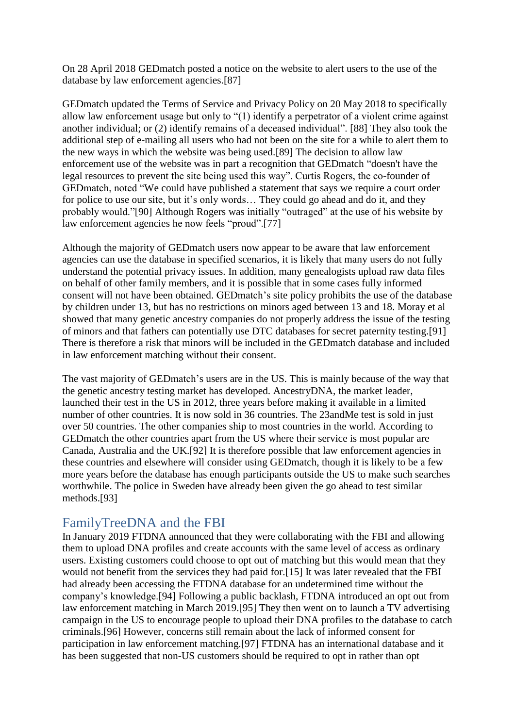On 28 April 2018 GEDmatch posted a notice on the website to alert users to the use of the database by law enforcement agencies.[87]

GEDmatch updated the Terms of Service and Privacy Policy on 20 May 2018 to specifically allow law enforcement usage but only to "(1) identify a perpetrator of a violent crime against another individual; or (2) identify remains of a deceased individual". [88] They also took the additional step of e-mailing all users who had not been on the site for a while to alert them to the new ways in which the website was being used.[89] The decision to allow law enforcement use of the website was in part a recognition that GEDmatch "doesn't have the legal resources to prevent the site being used this way". Curtis Rogers, the co-founder of GEDmatch, noted "We could have published a statement that says we require a court order for police to use our site, but it's only words… They could go ahead and do it, and they probably would."[90] Although Rogers was initially "outraged" at the use of his website by law enforcement agencies he now feels "proud".[77]

Although the majority of GEDmatch users now appear to be aware that law enforcement agencies can use the database in specified scenarios, it is likely that many users do not fully understand the potential privacy issues. In addition, many genealogists upload raw data files on behalf of other family members, and it is possible that in some cases fully informed consent will not have been obtained. GEDmatch's site policy prohibits the use of the database by children under 13, but has no restrictions on minors aged between 13 and 18. Moray et al showed that many genetic ancestry companies do not properly address the issue of the testing of minors and that fathers can potentially use DTC databases for secret paternity testing.[91] There is therefore a risk that minors will be included in the GEDmatch database and included in law enforcement matching without their consent.

The vast majority of GEDmatch's users are in the US. This is mainly because of the way that the genetic ancestry testing market has developed. AncestryDNA, the market leader, launched their test in the US in 2012, three years before making it available in a limited number of other countries. It is now sold in 36 countries. The 23andMe test is sold in just over 50 countries. The other companies ship to most countries in the world. According to GEDmatch the other countries apart from the US where their service is most popular are Canada, Australia and the UK.[92] It is therefore possible that law enforcement agencies in these countries and elsewhere will consider using GEDmatch, though it is likely to be a few more years before the database has enough participants outside the US to make such searches worthwhile. The police in Sweden have already been given the go ahead to test similar methods.[93]

## FamilyTreeDNA and the FBI

In January 2019 FTDNA announced that they were collaborating with the FBI and allowing them to upload DNA profiles and create accounts with the same level of access as ordinary users. Existing customers could choose to opt out of matching but this would mean that they would not benefit from the services they had paid for.[15] It was later revealed that the FBI had already been accessing the FTDNA database for an undetermined time without the company's knowledge.[94] Following a public backlash, FTDNA introduced an opt out from law enforcement matching in March 2019.[95] They then went on to launch a TV advertising campaign in the US to encourage people to upload their DNA profiles to the database to catch criminals.[96] However, concerns still remain about the lack of informed consent for participation in law enforcement matching.[97] FTDNA has an international database and it has been suggested that non-US customers should be required to opt in rather than opt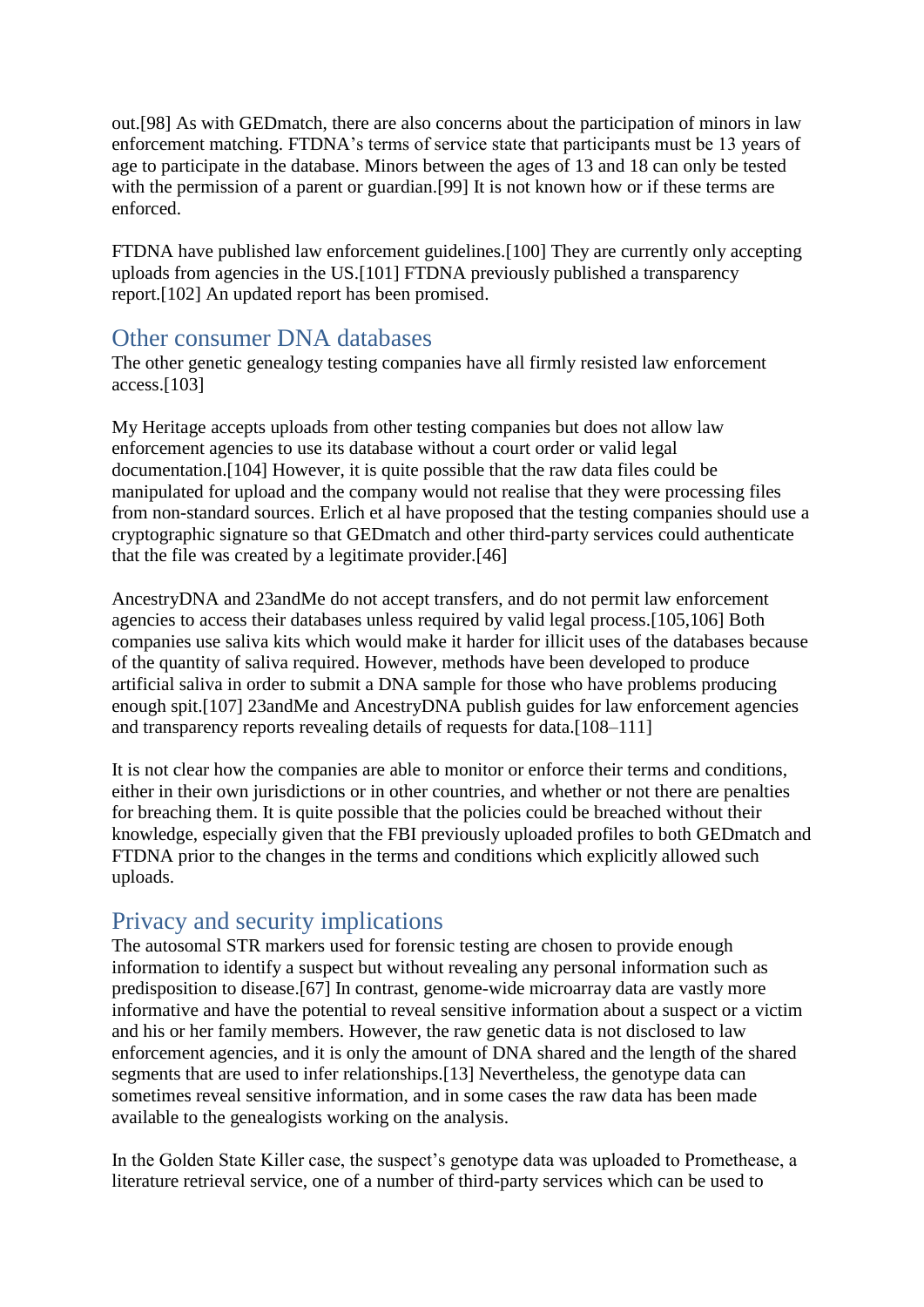out.[98] As with GEDmatch, there are also concerns about the participation of minors in law enforcement matching. FTDNA's terms of service state that participants must be 13 years of age to participate in the database. Minors between the ages of 13 and 18 can only be tested with the permission of a parent or guardian.[99] It is not known how or if these terms are enforced.

FTDNA have published law enforcement guidelines.[100] They are currently only accepting uploads from agencies in the US.[101] FTDNA previously published a transparency report.[102] An updated report has been promised.

## Other consumer DNA databases

The other genetic genealogy testing companies have all firmly resisted law enforcement access.[103]

My Heritage accepts uploads from other testing companies but does not allow law enforcement agencies to use its database without a court order or valid legal documentation.[104] However, it is quite possible that the raw data files could be manipulated for upload and the company would not realise that they were processing files from non-standard sources. Erlich et al have proposed that the testing companies should use a cryptographic signature so that GEDmatch and other third-party services could authenticate that the file was created by a legitimate provider.[46]

AncestryDNA and 23andMe do not accept transfers, and do not permit law enforcement agencies to access their databases unless required by valid legal process.[105,106] Both companies use saliva kits which would make it harder for illicit uses of the databases because of the quantity of saliva required. However, methods have been developed to produce artificial saliva in order to submit a DNA sample for those who have problems producing enough spit.[107] 23andMe and AncestryDNA publish guides for law enforcement agencies and transparency reports revealing details of requests for data.[108–111]

It is not clear how the companies are able to monitor or enforce their terms and conditions, either in their own jurisdictions or in other countries, and whether or not there are penalties for breaching them. It is quite possible that the policies could be breached without their knowledge, especially given that the FBI previously uploaded profiles to both GEDmatch and FTDNA prior to the changes in the terms and conditions which explicitly allowed such uploads.

## Privacy and security implications

The autosomal STR markers used for forensic testing are chosen to provide enough information to identify a suspect but without revealing any personal information such as predisposition to disease.[67] In contrast, genome-wide microarray data are vastly more informative and have the potential to reveal sensitive information about a suspect or a victim and his or her family members. However, the raw genetic data is not disclosed to law enforcement agencies, and it is only the amount of DNA shared and the length of the shared segments that are used to infer relationships.[13] Nevertheless, the genotype data can sometimes reveal sensitive information, and in some cases the raw data has been made available to the genealogists working on the analysis.

In the Golden State Killer case, the suspect's genotype data was uploaded to Promethease, a literature retrieval service, one of a number of third-party services which can be used to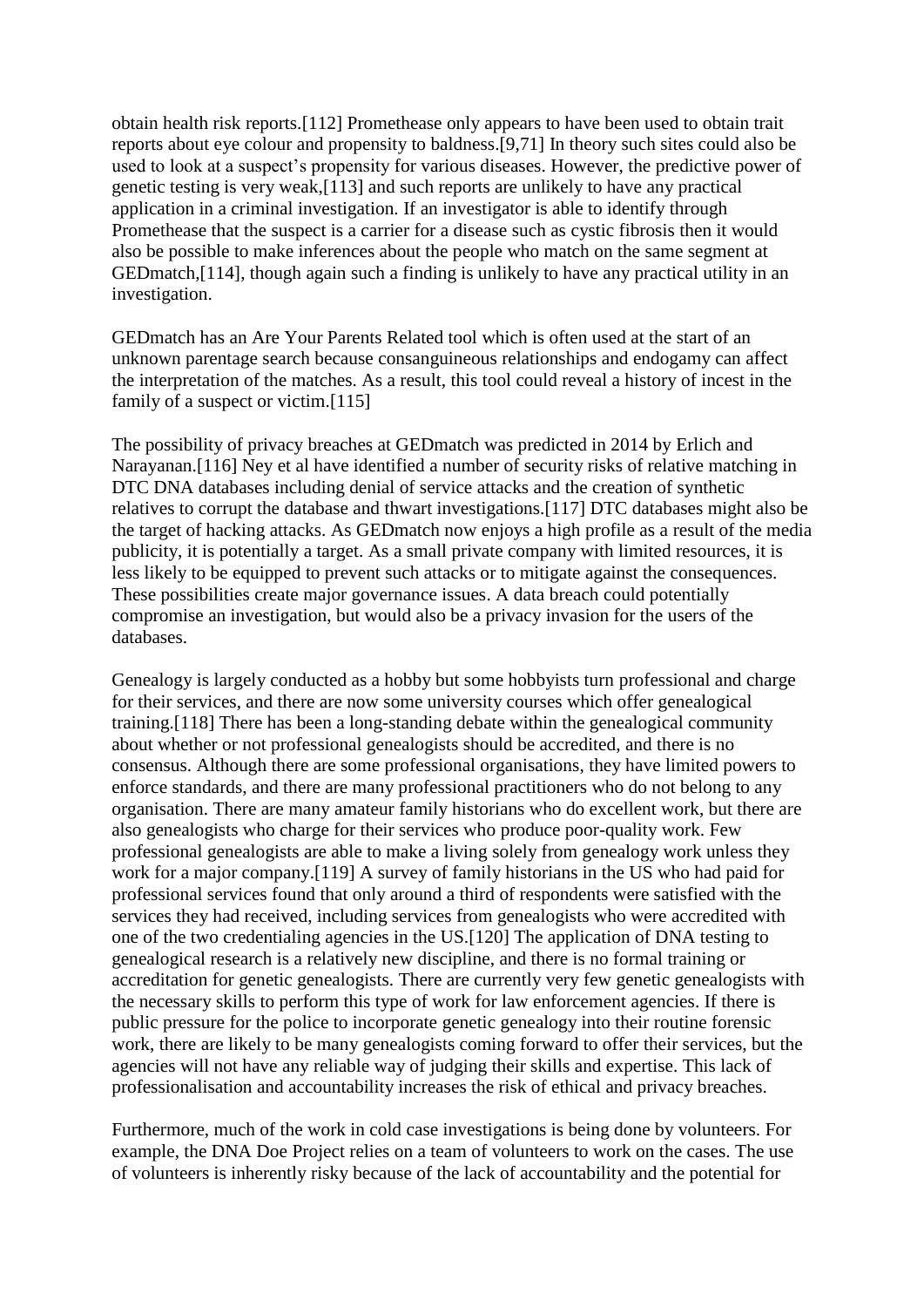obtain health risk reports.[112] Promethease only appears to have been used to obtain trait reports about eye colour and propensity to baldness.[9,71] In theory such sites could also be used to look at a suspect's propensity for various diseases. However, the predictive power of genetic testing is very weak,[113] and such reports are unlikely to have any practical application in a criminal investigation. If an investigator is able to identify through Promethease that the suspect is a carrier for a disease such as cystic fibrosis then it would also be possible to make inferences about the people who match on the same segment at GEDmatch,[114], though again such a finding is unlikely to have any practical utility in an investigation.

GEDmatch has an Are Your Parents Related tool which is often used at the start of an unknown parentage search because consanguineous relationships and endogamy can affect the interpretation of the matches. As a result, this tool could reveal a history of incest in the family of a suspect or victim.[115]

The possibility of privacy breaches at GEDmatch was predicted in 2014 by Erlich and Narayanan.[116] Ney et al have identified a number of security risks of relative matching in DTC DNA databases including denial of service attacks and the creation of synthetic relatives to corrupt the database and thwart investigations.[117] DTC databases might also be the target of hacking attacks. As GEDmatch now enjoys a high profile as a result of the media publicity, it is potentially a target. As a small private company with limited resources, it is less likely to be equipped to prevent such attacks or to mitigate against the consequences. These possibilities create major governance issues. A data breach could potentially compromise an investigation, but would also be a privacy invasion for the users of the databases.

Genealogy is largely conducted as a hobby but some hobbyists turn professional and charge for their services, and there are now some university courses which offer genealogical training.[118] There has been a long-standing debate within the genealogical community about whether or not professional genealogists should be accredited, and there is no consensus. Although there are some professional organisations, they have limited powers to enforce standards, and there are many professional practitioners who do not belong to any organisation. There are many amateur family historians who do excellent work, but there are also genealogists who charge for their services who produce poor-quality work. Few professional genealogists are able to make a living solely from genealogy work unless they work for a major company.[119] A survey of family historians in the US who had paid for professional services found that only around a third of respondents were satisfied with the services they had received, including services from genealogists who were accredited with one of the two credentialing agencies in the US.[120] The application of DNA testing to genealogical research is a relatively new discipline, and there is no formal training or accreditation for genetic genealogists. There are currently very few genetic genealogists with the necessary skills to perform this type of work for law enforcement agencies. If there is public pressure for the police to incorporate genetic genealogy into their routine forensic work, there are likely to be many genealogists coming forward to offer their services, but the agencies will not have any reliable way of judging their skills and expertise. This lack of professionalisation and accountability increases the risk of ethical and privacy breaches.

Furthermore, much of the work in cold case investigations is being done by volunteers. For example, the DNA Doe Project relies on a team of volunteers to work on the cases. The use of volunteers is inherently risky because of the lack of accountability and the potential for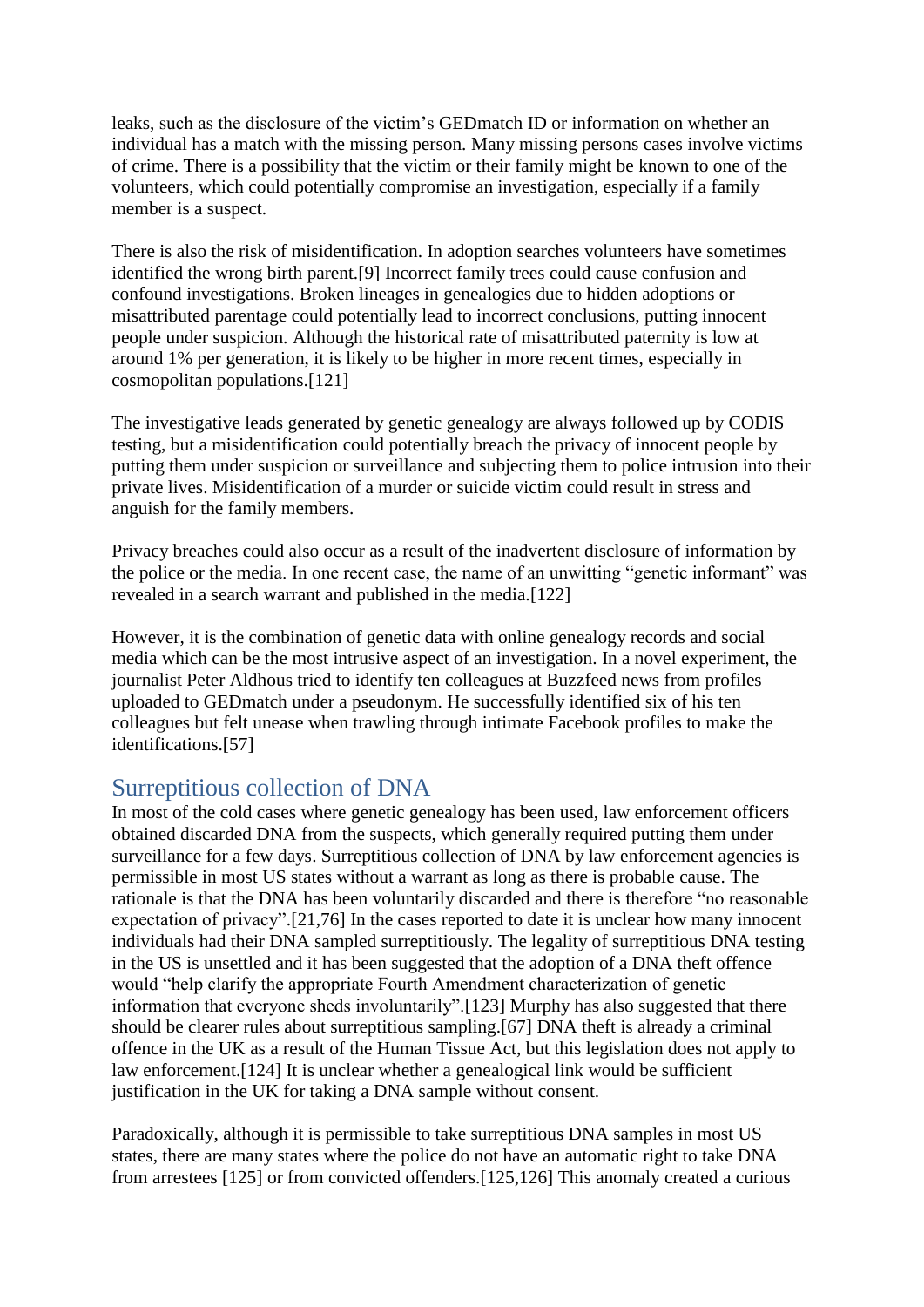leaks, such as the disclosure of the victim's GEDmatch ID or information on whether an individual has a match with the missing person. Many missing persons cases involve victims of crime. There is a possibility that the victim or their family might be known to one of the volunteers, which could potentially compromise an investigation, especially if a family member is a suspect.

There is also the risk of misidentification. In adoption searches volunteers have sometimes identified the wrong birth parent.[9] Incorrect family trees could cause confusion and confound investigations. Broken lineages in genealogies due to hidden adoptions or misattributed parentage could potentially lead to incorrect conclusions, putting innocent people under suspicion. Although the historical rate of misattributed paternity is low at around 1% per generation, it is likely to be higher in more recent times, especially in cosmopolitan populations.[121]

The investigative leads generated by genetic genealogy are always followed up by CODIS testing, but a misidentification could potentially breach the privacy of innocent people by putting them under suspicion or surveillance and subjecting them to police intrusion into their private lives. Misidentification of a murder or suicide victim could result in stress and anguish for the family members.

Privacy breaches could also occur as a result of the inadvertent disclosure of information by the police or the media. In one recent case, the name of an unwitting "genetic informant" was revealed in a search warrant and published in the media.[122]

However, it is the combination of genetic data with online genealogy records and social media which can be the most intrusive aspect of an investigation. In a novel experiment, the journalist Peter Aldhous tried to identify ten colleagues at Buzzfeed news from profiles uploaded to GEDmatch under a pseudonym. He successfully identified six of his ten colleagues but felt unease when trawling through intimate Facebook profiles to make the identifications.[57]

## Surreptitious collection of DNA

In most of the cold cases where genetic genealogy has been used, law enforcement officers obtained discarded DNA from the suspects, which generally required putting them under surveillance for a few days. Surreptitious collection of DNA by law enforcement agencies is permissible in most US states without a warrant as long as there is probable cause. The rationale is that the DNA has been voluntarily discarded and there is therefore "no reasonable expectation of privacy".[21,76] In the cases reported to date it is unclear how many innocent individuals had their DNA sampled surreptitiously. The legality of surreptitious DNA testing in the US is unsettled and it has been suggested that the adoption of a DNA theft offence would "help clarify the appropriate Fourth Amendment characterization of genetic information that everyone sheds involuntarily".[123] Murphy has also suggested that there should be clearer rules about surreptitious sampling.[67] DNA theft is already a criminal offence in the UK as a result of the Human Tissue Act, but this legislation does not apply to law enforcement.[124] It is unclear whether a genealogical link would be sufficient justification in the UK for taking a DNA sample without consent.

Paradoxically, although it is permissible to take surreptitious DNA samples in most US states, there are many states where the police do not have an automatic right to take DNA from arrestees [125] or from convicted offenders.[125,126] This anomaly created a curious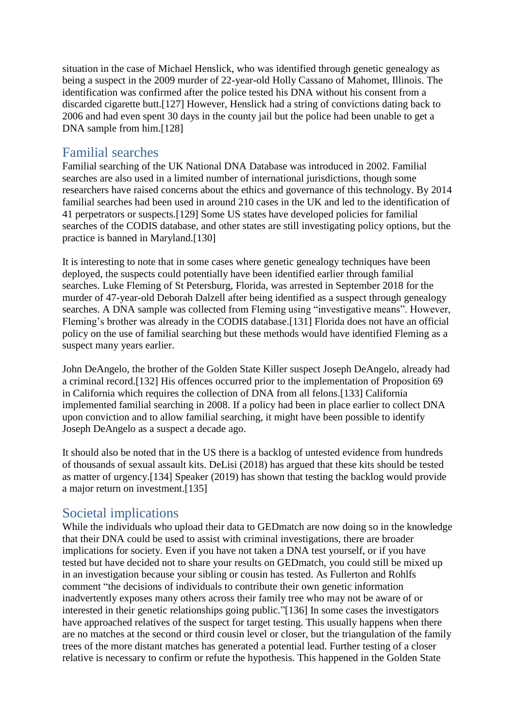situation in the case of Michael Henslick, who was identified through genetic genealogy as being a suspect in the 2009 murder of 22-year-old Holly Cassano of Mahomet, Illinois. The identification was confirmed after the police tested his DNA without his consent from a discarded cigarette butt.[127] However, Henslick had a string of convictions dating back to 2006 and had even spent 30 days in the county jail but the police had been unable to get a DNA sample from him.[128]

## Familial searches

Familial searching of the UK National DNA Database was introduced in 2002. Familial searches are also used in a limited number of international jurisdictions, though some researchers have raised concerns about the ethics and governance of this technology. By 2014 familial searches had been used in around 210 cases in the UK and led to the identification of 41 perpetrators or suspects.[129] Some US states have developed policies for familial searches of the CODIS database, and other states are still investigating policy options, but the practice is banned in Maryland.[130]

It is interesting to note that in some cases where genetic genealogy techniques have been deployed, the suspects could potentially have been identified earlier through familial searches. Luke Fleming of St Petersburg, Florida, was arrested in September 2018 for the murder of 47-year-old Deborah Dalzell after being identified as a suspect through genealogy searches. A DNA sample was collected from Fleming using "investigative means". However, Fleming's brother was already in the CODIS database.[131] Florida does not have an official policy on the use of familial searching but these methods would have identified Fleming as a suspect many years earlier.

John DeAngelo, the brother of the Golden State Killer suspect Joseph DeAngelo, already had a criminal record.[132] His offences occurred prior to the implementation of Proposition 69 in California which requires the collection of DNA from all felons.[133] California implemented familial searching in 2008. If a policy had been in place earlier to collect DNA upon conviction and to allow familial searching, it might have been possible to identify Joseph DeAngelo as a suspect a decade ago.

It should also be noted that in the US there is a backlog of untested evidence from hundreds of thousands of sexual assault kits. DeLisi (2018) has argued that these kits should be tested as matter of urgency.[134] Speaker (2019) has shown that testing the backlog would provide a major return on investment.[135]

## Societal implications

While the individuals who upload their data to GEDmatch are now doing so in the knowledge that their DNA could be used to assist with criminal investigations, there are broader implications for society. Even if you have not taken a DNA test yourself, or if you have tested but have decided not to share your results on GEDmatch, you could still be mixed up in an investigation because your sibling or cousin has tested. As Fullerton and Rohlfs comment "the decisions of individuals to contribute their own genetic information inadvertently exposes many others across their family tree who may not be aware of or interested in their genetic relationships going public."[136] In some cases the investigators have approached relatives of the suspect for target testing. This usually happens when there are no matches at the second or third cousin level or closer, but the triangulation of the family trees of the more distant matches has generated a potential lead. Further testing of a closer relative is necessary to confirm or refute the hypothesis. This happened in the Golden State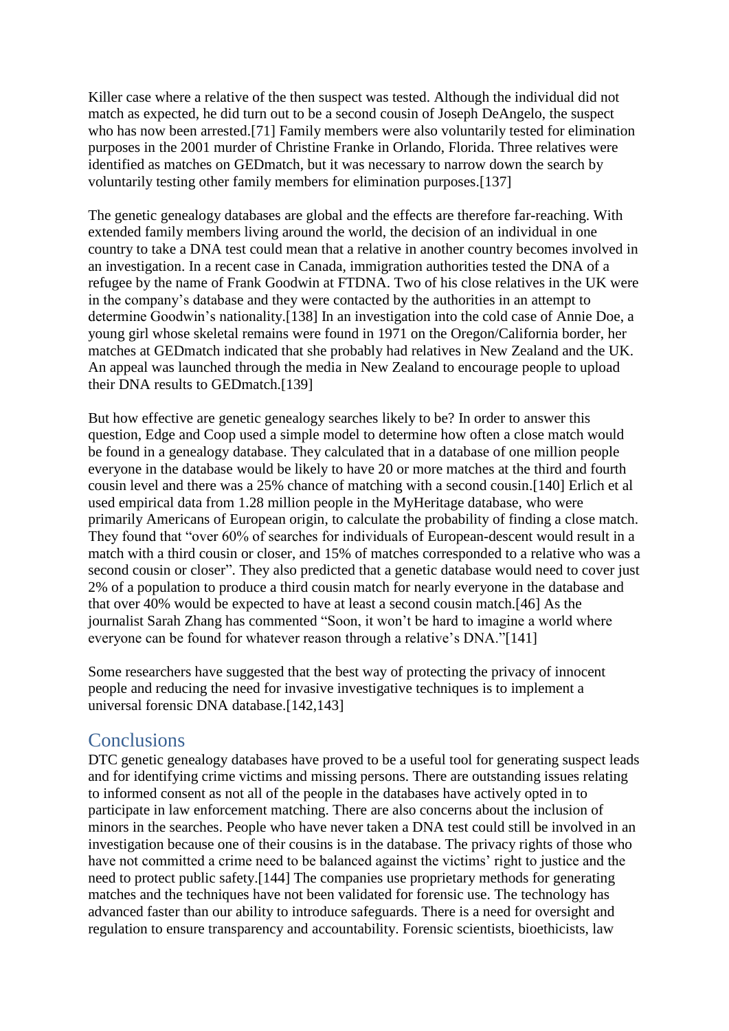Killer case where a relative of the then suspect was tested. Although the individual did not match as expected, he did turn out to be a second cousin of Joseph DeAngelo, the suspect who has now been arrested.[71] Family members were also voluntarily tested for elimination purposes in the 2001 murder of Christine Franke in Orlando, Florida. Three relatives were identified as matches on GEDmatch, but it was necessary to narrow down the search by voluntarily testing other family members for elimination purposes.[137]

The genetic genealogy databases are global and the effects are therefore far-reaching. With extended family members living around the world, the decision of an individual in one country to take a DNA test could mean that a relative in another country becomes involved in an investigation. In a recent case in Canada, immigration authorities tested the DNA of a refugee by the name of Frank Goodwin at FTDNA. Two of his close relatives in the UK were in the company's database and they were contacted by the authorities in an attempt to determine Goodwin's nationality.[138] In an investigation into the cold case of Annie Doe, a young girl whose skeletal remains were found in 1971 on the Oregon/California border, her matches at GEDmatch indicated that she probably had relatives in New Zealand and the UK. An appeal was launched through the media in New Zealand to encourage people to upload their DNA results to GEDmatch.[139]

But how effective are genetic genealogy searches likely to be? In order to answer this question, Edge and Coop used a simple model to determine how often a close match would be found in a genealogy database. They calculated that in a database of one million people everyone in the database would be likely to have 20 or more matches at the third and fourth cousin level and there was a 25% chance of matching with a second cousin.[140] Erlich et al used empirical data from 1.28 million people in the MyHeritage database, who were primarily Americans of European origin, to calculate the probability of finding a close match. They found that "over 60% of searches for individuals of European-descent would result in a match with a third cousin or closer, and 15% of matches corresponded to a relative who was a second cousin or closer". They also predicted that a genetic database would need to cover just 2% of a population to produce a third cousin match for nearly everyone in the database and that over 40% would be expected to have at least a second cousin match.[46] As the journalist Sarah Zhang has commented "Soon, it won't be hard to imagine a world where everyone can be found for whatever reason through a relative's DNA."[141]

Some researchers have suggested that the best way of protecting the privacy of innocent people and reducing the need for invasive investigative techniques is to implement a universal forensic DNA database.[142,143]

## Conclusions

DTC genetic genealogy databases have proved to be a useful tool for generating suspect leads and for identifying crime victims and missing persons. There are outstanding issues relating to informed consent as not all of the people in the databases have actively opted in to participate in law enforcement matching. There are also concerns about the inclusion of minors in the searches. People who have never taken a DNA test could still be involved in an investigation because one of their cousins is in the database. The privacy rights of those who have not committed a crime need to be balanced against the victims' right to justice and the need to protect public safety.[144] The companies use proprietary methods for generating matches and the techniques have not been validated for forensic use. The technology has advanced faster than our ability to introduce safeguards. There is a need for oversight and regulation to ensure transparency and accountability. Forensic scientists, bioethicists, law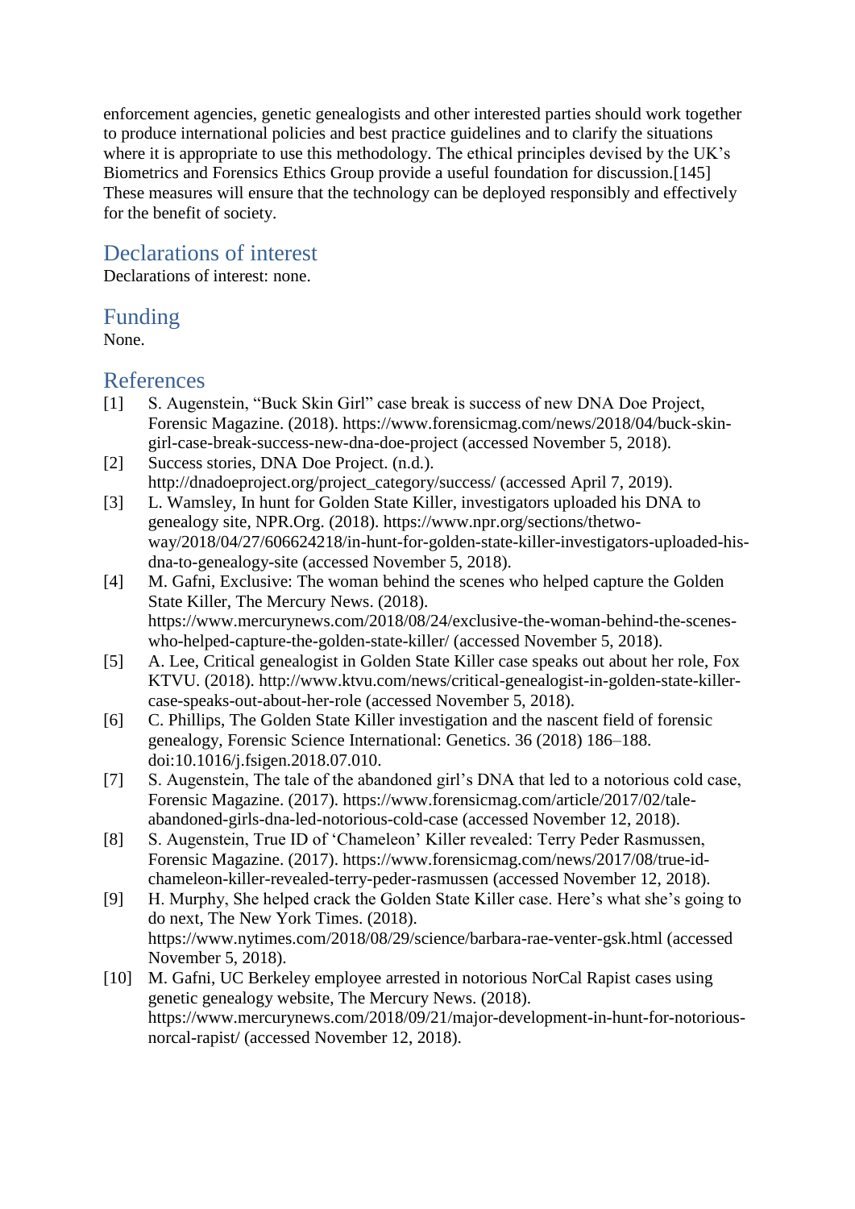enforcement agencies, genetic genealogists and other interested parties should work together to produce international policies and best practice guidelines and to clarify the situations where it is appropriate to use this methodology. The ethical principles devised by the UK's Biometrics and Forensics Ethics Group provide a useful foundation for discussion.[145] These measures will ensure that the technology can be deployed responsibly and effectively for the benefit of society.

## Declarations of interest

Declarations of interest: none.

## Funding

None.

## References

[1] S. Augenstein, "Buck Skin Girl" case break is success of new DNA Doe Project, Forensic Magazine. (2018). https://www.forensicmag.com/news/2018/04/buck-skin-girl-case-break-success-new-dna-doe-project (accessed November 5, 2018).

[2] Success stories, DNA Doe Project. (n.d.). http://dnadoeproject.org/project_category/success/ (accessed April 7, 2019).

[3] L. Wamsley, In hunt for Golden State Killer, investigators uploaded his DNA to genealogy site, NPR.Org. (2018). https://www.npr.org/sections/thetwo-way/2018/04/27/606624218/in-hunt-for-golden-state-killer-investigators-uploaded-his-dna-to-genealogy-site (accessed November 5, 2018).

[4] M. Gafni, Exclusive: The woman behind the scenes who helped capture the Golden State Killer, The Mercury News. (2018). https://www.mercurynews.com/2018/08/24/exclusive-the-woman-behind-the-scenes-who-helped-capture-the-golden-state-killer/ (accessed November 5, 2018).

[5] A. Lee, Critical genealogist in Golden State Killer case speaks out about her role, Fox KTVU. (2018). http://www.ktvu.com/news/critical-genealogist-in-golden-state-killer-case-speaks-out-about-her-role (accessed November 5, 2018).

[6] C. Phillips, The Golden State Killer investigation and the nascent field of forensic genealogy, Forensic Science International: Genetics. 36 (2018) 186–188. doi:10.1016/j.fsigen.2018.07.010.

[7] S. Augenstein, The tale of the abandoned girl's DNA that led to a notorious cold case, Forensic Magazine. (2017). https://www.forensicmag.com/article/2017/02/tale-abandoned-girls-dna-led-notorious-cold-case (accessed November 12, 2018).

[8] S. Augenstein, True ID of 'Chameleon' Killer revealed: Terry Peder Rasmussen, Forensic Magazine. (2017). https://www.forensicmag.com/news/2017/08/true-id-chameleon-killer-revealed-terry-peder-rasmussen (accessed November 12, 2018).

[9] H. Murphy, She helped crack the Golden State Killer case. Here's what she's going to do next, The New York Times. (2018). https://www.nytimes.com/2018/08/29/science/barbara-rae-venter-gsk.html (accessed November 5, 2018).

[10] M. Gafni, UC Berkeley employee arrested in notorious NorCal Rapist cases using genetic genealogy website, The Mercury News. (2018). https://www.mercurynews.com/2018/09/21/major-development-in-hunt-for-notorious-norcal-rapist/ (accessed November 12, 2018).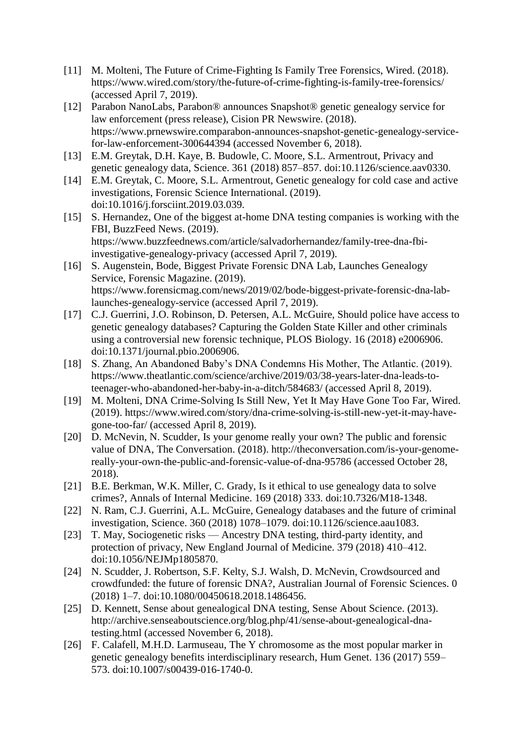[11] M. Molteni, The Future of Crime-Fighting Is Family Tree Forensics, Wired. (2018). https://www.wired.com/story/the-future-of-crime-fighting-is-family-tree-forensics/ (accessed April 7, 2019).

[12] Parabon NanoLabs, Parabon® announces Snapshot® genetic genealogy service for law enforcement (press release), Cision PR Newswire. (2018). https://www.prnewswire.comparabon-announces-snapshot-genetic-genealogy-service-for-law-enforcement-300644394 (accessed November 6, 2018).

[13] E.M. Greytak, D.H. Kaye, B. Budowle, C. Moore, S.L. Armentrout, Privacy and genetic genealogy data, Science. 361 (2018) 857–857. doi:10.1126/science.aav0330.

[14] E.M. Greytak, C. Moore, S.L. Armentrout, Genetic genealogy for cold case and active investigations, Forensic Science International. (2019). doi:10.1016/j.forsciint.2019.03.039.

[15] S. Hernandez, One of the biggest at-home DNA testing companies is working with the FBI, BuzzFeed News. (2019). https://www.buzzfeednews.com/article/salvadorhernandez/family-tree-dna-fbi-investigative-genealogy-privacy (accessed April 7, 2019).

[16] S. Augenstein, Bode, Biggest Private Forensic DNA Lab, Launches Genealogy Service, Forensic Magazine. (2019). https://www.forensicmag.com/news/2019/02/bode-biggest-private-forensic-dna-lab-launches-genealogy-service (accessed April 7, 2019).

[17] C.J. Guerrini, J.O. Robinson, D. Petersen, A.L. McGuire, Should police have access to genetic genealogy databases? Capturing the Golden State Killer and other criminals using a controversial new forensic technique, PLOS Biology. 16 (2018) e2006906. doi:10.1371/journal.pbio.2006906.

[18] S. Zhang, An Abandoned Baby's DNA Condemns His Mother, The Atlantic. (2019). https://www.theatlantic.com/science/archive/2019/03/38-years-later-dna-leads-to-teenager-who-abandoned-her-baby-in-a-ditch/584683/ (accessed April 8, 2019).

[19] M. Molteni, DNA Crime-Solving Is Still New, Yet It May Have Gone Too Far, Wired. (2019). https://www.wired.com/story/dna-crime-solving-is-still-new-yet-it-may-have-gone-too-far/ (accessed April 8, 2019).

[20] D. McNevin, N. Scudder, Is your genome really your own? The public and forensic value of DNA, The Conversation. (2018). http://theconversation.com/is-your-genome-really-your-own-the-public-and-forensic-value-of-dna-95786 (accessed October 28, 2018).

[21] B.E. Berkman, W.K. Miller, C. Grady, Is it ethical to use genealogy data to solve crimes?, Annals of Internal Medicine. 169 (2018) 333. doi:10.7326/M18-1348.

[22] N. Ram, C.J. Guerrini, A.L. McGuire, Genealogy databases and the future of criminal investigation, Science. 360 (2018) 1078–1079. doi:10.1126/science.aau1083.

[23] T. May, Sociogenetic risks — Ancestry DNA testing, third-party identity, and protection of privacy, New England Journal of Medicine. 379 (2018) 410–412. doi:10.1056/NEJMp1805870.

[24] N. Scudder, J. Robertson, S.F. Kelty, S.J. Walsh, D. McNevin, Crowdsourced and crowdfunded: the future of forensic DNA?, Australian Journal of Forensic Sciences. 0 (2018) 1–7. doi:10.1080/00450618.2018.1486456.

[25] D. Kennett, Sense about genealogical DNA testing, Sense About Science. (2013). http://archive.senseaboutscience.org/blog.php/41/sense-about-genealogical-dna-testing.html (accessed November 6, 2018).

[26] F. Calafell, M.H.D. Larmuseau, The Y chromosome as the most popular marker in genetic genealogy benefits interdisciplinary research, Hum Genet. 136 (2017) 559–573. doi:10.1007/s00439-016-1740-0.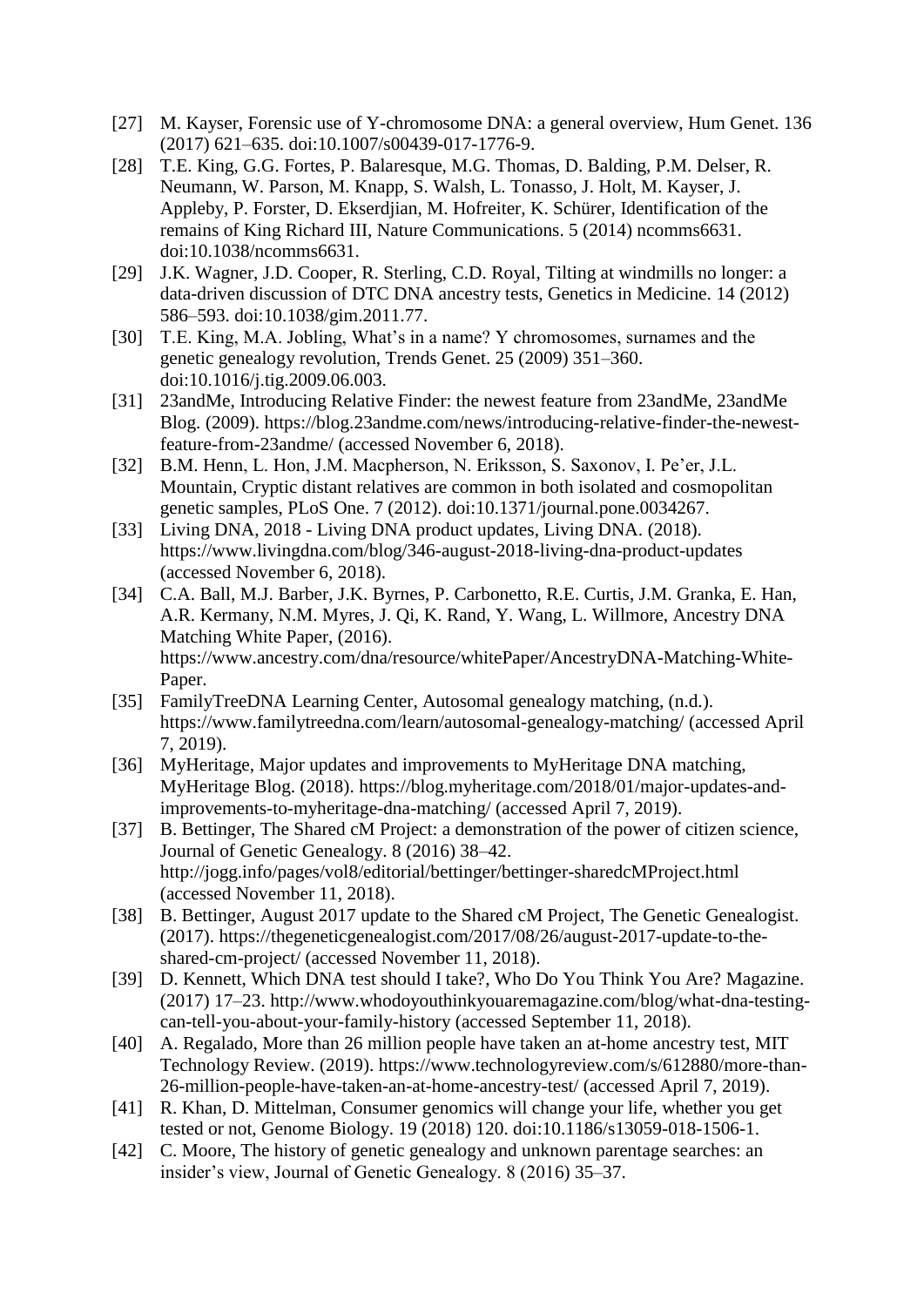[27] M. Kayser, Forensic use of Y-chromosome DNA: a general overview, Hum Genet. 136 (2017) 621–635. doi:10.1007/s00439-017-1776-9.

[28] T.E. King, G.G. Fortes, P. Balaresque, M.G. Thomas, D. Balding, P.M. Delser, R. Neumann, W. Parson, M. Knapp, S. Walsh, L. Tonasso, J. Holt, M. Kayser, J. Appleby, P. Forster, D. Ekserdjian, M. Hofreiter, K. Schürer, Identification of the remains of King Richard III, Nature Communications. 5 (2014) ncomms6631. doi:10.1038/ncomms6631.

[29] J.K. Wagner, J.D. Cooper, R. Sterling, C.D. Royal, Tilting at windmills no longer: a data-driven discussion of DTC DNA ancestry tests, Genetics in Medicine. 14 (2012) 586–593. doi:10.1038/gim.2011.77.

[30] T.E. King, M.A. Jobling, What's in a name? Y chromosomes, surnames and the genetic genealogy revolution, Trends Genet. 25 (2009) 351–360. doi:10.1016/j.tig.2009.06.003.

[31] 23andMe, Introducing Relative Finder: the newest feature from 23andMe, 23andMe Blog. (2009). https://blog.23andme.com/news/introducing-relative-finder-the-newest-feature-from-23andme/ (accessed November 6, 2018).

[32] B.M. Henn, L. Hon, J.M. Macpherson, N. Eriksson, S. Saxonov, I. Pe'er, J.L. Mountain, Cryptic distant relatives are common in both isolated and cosmopolitan genetic samples, PLoS One. 7 (2012). doi:10.1371/journal.pone.0034267.

[33] Living DNA, 2018 - Living DNA product updates, Living DNA. (2018). https://www.livingdna.com/blog/346-august-2018-living-dna-product-updates (accessed November 6, 2018).

[34] C.A. Ball, M.J. Barber, J.K. Byrnes, P. Carbonetto, R.E. Curtis, J.M. Granka, E. Han, A.R. Kermany, N.M. Myres, J. Qi, K. Rand, Y. Wang, L. Willmore, Ancestry DNA Matching White Paper, (2016). https://www.ancestry.com/dna/resource/whitePaper/AncestryDNA-Matching-White-Paper.

[35] FamilyTreeDNA Learning Center, Autosomal genealogy matching, (n.d.). https://www.familytreedna.com/learn/autosomal-genealogy-matching/ (accessed April 7, 2019).

[36] MyHeritage, Major updates and improvements to MyHeritage DNA matching, MyHeritage Blog. (2018). https://blog.myheritage.com/2018/01/major-updates-and-improvements-to-myheritage-dna-matching/ (accessed April 7, 2019).

[37] B. Bettinger, The Shared cM Project: a demonstration of the power of citizen science, Journal of Genetic Genealogy. 8 (2016) 38–42. http://jogg.info/pages/vol8/editorial/bettinger/bettinger-sharedcMProject.html (accessed November 11, 2018).

[38] B. Bettinger, August 2017 update to the Shared cM Project, The Genetic Genealogist. (2017). https://thegeneticgenealogist.com/2017/08/26/august-2017-update-to-the-shared-cm-project/ (accessed November 11, 2018).

[39] D. Kennett, Which DNA test should I take?, Who Do You Think You Are? Magazine. (2017) 17–23. http://www.whodoyouthinkyouaremagazine.com/blog/what-dna-testing-can-tell-you-about-your-family-history (accessed September 11, 2018).

[40] A. Regalado, More than 26 million people have taken an at-home ancestry test, MIT Technology Review. (2019). https://www.technologyreview.com/s/612880/more-than-26-million-people-have-taken-an-at-home-ancestry-test/ (accessed April 7, 2019).

[41] R. Khan, D. Mittelman, Consumer genomics will change your life, whether you get tested or not, Genome Biology. 19 (2018) 120. doi:10.1186/s13059-018-1506-1.

[42] C. Moore, The history of genetic genealogy and unknown parentage searches: an insider's view, Journal of Genetic Genealogy. 8 (2016) 35–37.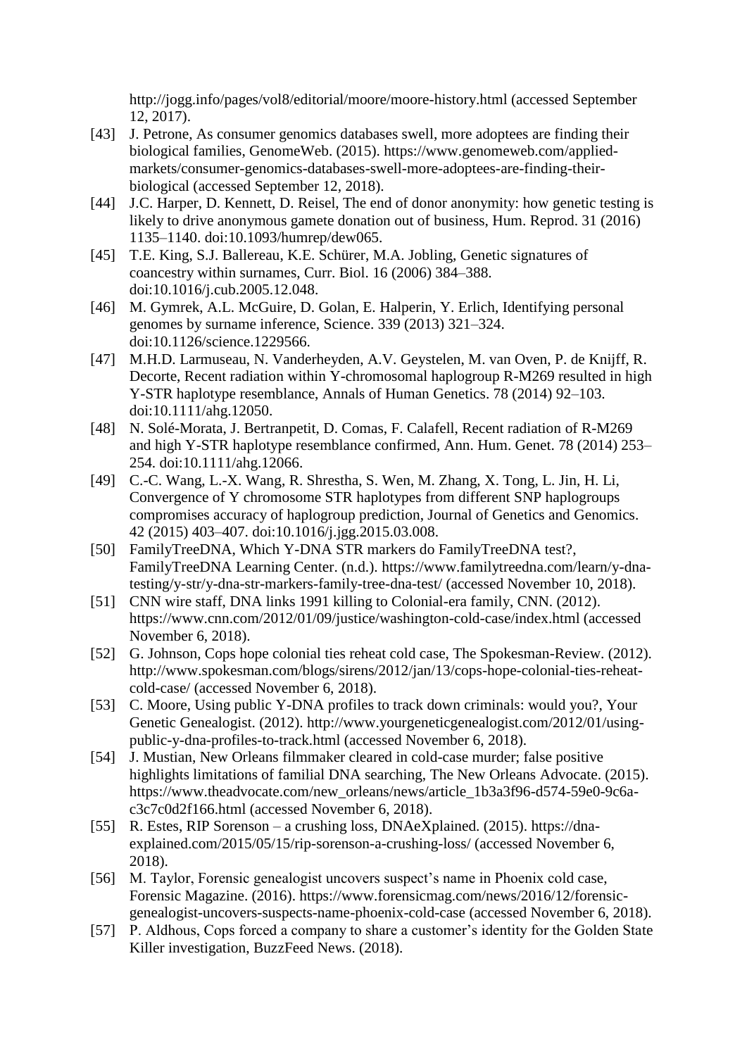http://jogg.info/pages/vol8/editorial/moore/moore-history.html (accessed September 12, 2017).

[43] J. Petrone, As consumer genomics databases swell, more adoptees are finding their biological families, GenomeWeb. (2015). https://www.genomeweb.com/applied-markets/consumer-genomics-databases-swell-more-adoptees-are-finding-their-biological (accessed September 12, 2018).

[44] J.C. Harper, D. Kennett, D. Reisel, The end of donor anonymity: how genetic testing is likely to drive anonymous gamete donation out of business, Hum. Reprod. 31 (2016) 1135–1140. doi:10.1093/humrep/dew065.

[45] T.E. King, S.J. Ballereau, K.E. Schürer, M.A. Jobling, Genetic signatures of coancestry within surnames, Curr. Biol. 16 (2006) 384–388. doi:10.1016/j.cub.2005.12.048.

[46] M. Gymrek, A.L. McGuire, D. Golan, E. Halperin, Y. Erlich, Identifying personal genomes by surname inference, Science. 339 (2013) 321–324. doi:10.1126/science.1229566.

[47] M.H.D. Larmuseau, N. Vanderheyden, A.V. Geystelen, M. van Oven, P. de Knijff, R. Decorte, Recent radiation within Y-chromosomal haplogroup R-M269 resulted in high Y-STR haplotype resemblance, Annals of Human Genetics. 78 (2014) 92–103. doi:10.1111/ahg.12050.

[48] N. Solé-Morata, J. Bertranpetit, D. Comas, F. Calafell, Recent radiation of R-M269 and high Y-STR haplotype resemblance confirmed, Ann. Hum. Genet. 78 (2014) 253–254. doi:10.1111/ahg.12066.

[49] C.-C. Wang, L.-X. Wang, R. Shrestha, S. Wen, M. Zhang, X. Tong, L. Jin, H. Li, Convergence of Y chromosome STR haplotypes from different SNP haplogroups compromises accuracy of haplogroup prediction, Journal of Genetics and Genomics. 42 (2015) 403–407. doi:10.1016/j.jgg.2015.03.008.

[50] FamilyTreeDNA, Which Y-DNA STR markers do FamilyTreeDNA test?, FamilyTreeDNA Learning Center. (n.d.). https://www.familytreedna.com/learn/y-dna-testing/y-str/y-dna-str-markers-family-tree-dna-test/ (accessed November 10, 2018).

[51] CNN wire staff, DNA links 1991 killing to Colonial-era family, CNN. (2012). https://www.cnn.com/2012/01/09/justice/washington-cold-case/index.html (accessed November 6, 2018).

[52] G. Johnson, Cops hope colonial ties reheat cold case, The Spokesman-Review. (2012). http://www.spokesman.com/blogs/sirens/2012/jan/13/cops-hope-colonial-ties-reheat-cold-case/ (accessed November 6, 2018).

[53] C. Moore, Using public Y-DNA profiles to track down criminals: would you?, Your Genetic Genealogist. (2012). http://www.yourgeneticgenealogist.com/2012/01/using-public-y-dna-profiles-to-track.html (accessed November 6, 2018).

[54] J. Mustian, New Orleans filmmaker cleared in cold-case murder; false positive highlights limitations of familial DNA searching, The New Orleans Advocate. (2015). https://www.theadvocate.com/new_orleans/news/article_1b3a3f96-d574-59e0-9c6a-c3c7c0d2f166.html (accessed November 6, 2018).

[55] R. Estes, RIP Sorenson – a crushing loss, DNAeXplained. (2015). https://dna-explained.com/2015/05/15/rip-sorenson-a-crushing-loss/ (accessed November 6, 2018).

[56] M. Taylor, Forensic genealogist uncovers suspect's name in Phoenix cold case, Forensic Magazine. (2016). https://www.forensicmag.com/news/2016/12/forensic-genealogist-uncovers-suspects-name-phoenix-cold-case (accessed November 6, 2018).

[57] P. Aldhous, Cops forced a company to share a customer's identity for the Golden State Killer investigation, BuzzFeed News. (2018).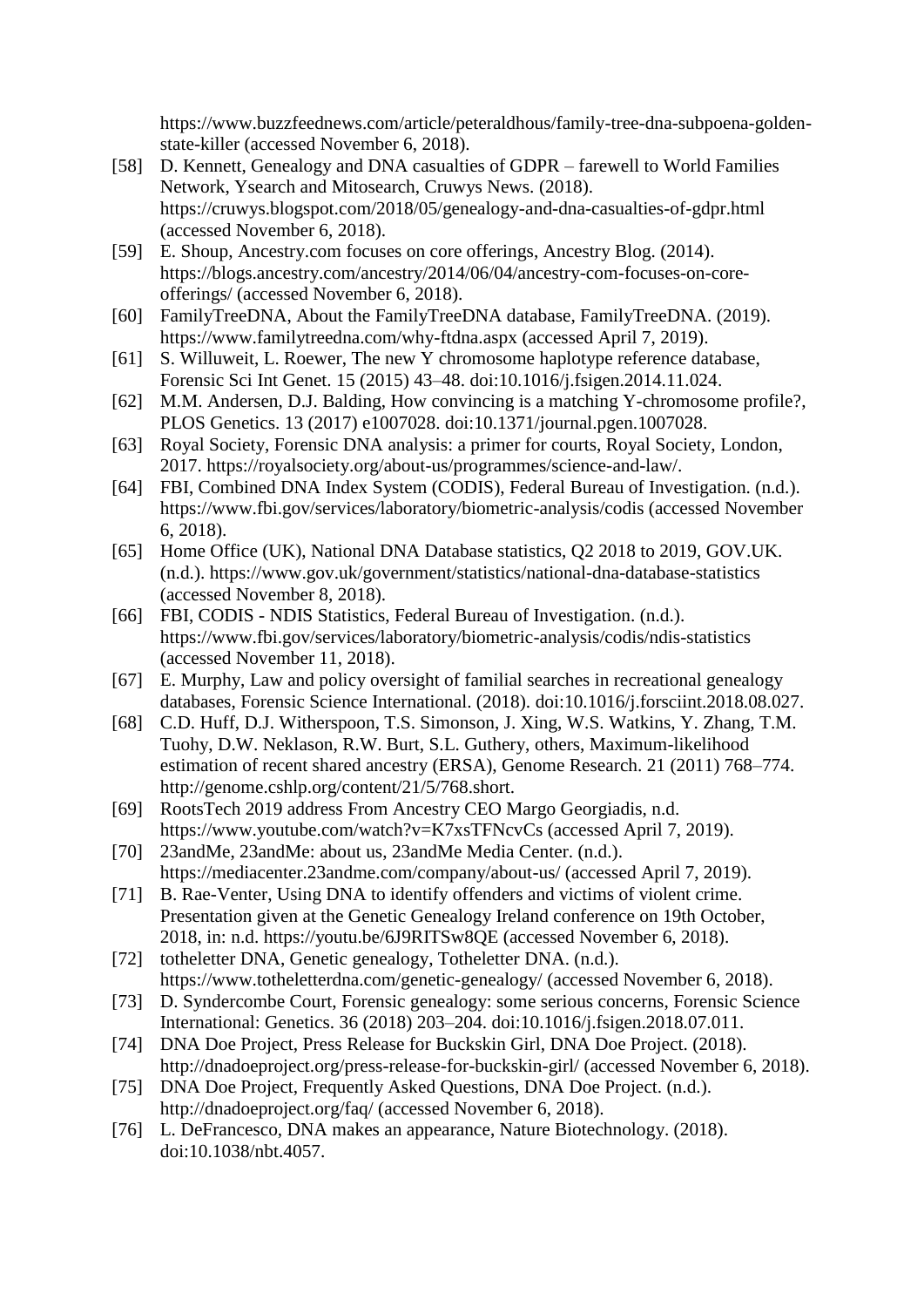https://www.buzzfeednews.com/article/peteraldhous/family-tree-dna-subpoena-golden-state-killer (accessed November 6, 2018).

[58] D. Kennett, Genealogy and DNA casualties of GDPR – farewell to World Families Network, Ysearch and Mitosearch, Cruwys News. (2018). https://cruwys.blogspot.com/2018/05/genealogy-and-dna-casualties-of-gdpr.html (accessed November 6, 2018).

[59] E. Shoup, Ancestry.com focuses on core offerings, Ancestry Blog. (2014). https://blogs.ancestry.com/ancestry/2014/06/04/ancestry-com-focuses-on-core-offerings/ (accessed November 6, 2018).

[60] FamilyTreeDNA, About the FamilyTreeDNA database, FamilyTreeDNA. (2019). https://www.familytreedna.com/why-ftdna.aspx (accessed April 7, 2019).

[61] S. Willuweit, L. Roewer, The new Y chromosome haplotype reference database, Forensic Sci Int Genet. 15 (2015) 43–48. doi:10.1016/j.fsigen.2014.11.024.

[62] M.M. Andersen, D.J. Balding, How convincing is a matching Y-chromosome profile?, PLOS Genetics. 13 (2017) e1007028. doi:10.1371/journal.pgen.1007028.

[63] Royal Society, Forensic DNA analysis: a primer for courts, Royal Society, London, 2017. https://royalsociety.org/about-us/programmes/science-and-law/.

[64] FBI, Combined DNA Index System (CODIS), Federal Bureau of Investigation. (n.d.). https://www.fbi.gov/services/laboratory/biometric-analysis/codis (accessed November 6, 2018).

[65] Home Office (UK), National DNA Database statistics, Q2 2018 to 2019, GOV.UK. (n.d.). https://www.gov.uk/government/statistics/national-dna-database-statistics (accessed November 8, 2018).

[66] FBI, CODIS - NDIS Statistics, Federal Bureau of Investigation. (n.d.). https://www.fbi.gov/services/laboratory/biometric-analysis/codis/ndis-statistics (accessed November 11, 2018).

[67] E. Murphy, Law and policy oversight of familial searches in recreational genealogy databases, Forensic Science International. (2018). doi:10.1016/j.forsciint.2018.08.027.

[68] C.D. Huff, D.J. Witherspoon, T.S. Simonson, J. Xing, W.S. Watkins, Y. Zhang, T.M. Tuohy, D.W. Neklason, R.W. Burt, S.L. Guthery, others, Maximum-likelihood estimation of recent shared ancestry (ERSA), Genome Research. 21 (2011) 768–774. http://genome.cshlp.org/content/21/5/768.short.

[69] RootsTech 2019 address From Ancestry CEO Margo Georgiadis, n.d. https://www.youtube.com/watch?v=K7xsTFNcvCs (accessed April 7, 2019).

[70] 23andMe, 23andMe: about us, 23andMe Media Center. (n.d.). https://mediacenter.23andme.com/company/about-us/ (accessed April 7, 2019).

[71] B. Rae-Venter, Using DNA to identify offenders and victims of violent crime. Presentation given at the Genetic Genealogy Ireland conference on 19th October, 2018, in: n.d. https://youtu.be/6J9RITSw8QE (accessed November 6, 2018).

[72] totheletter DNA, Genetic genealogy, Totheletter DNA. (n.d.). https://www.totheletterdna.com/genetic-genealogy/ (accessed November 6, 2018).

[73] D. Syndercombe Court, Forensic genealogy: some serious concerns, Forensic Science International: Genetics. 36 (2018) 203–204. doi:10.1016/j.fsigen.2018.07.011.

[74] DNA Doe Project, Press Release for Buckskin Girl, DNA Doe Project. (2018). http://dnadoeproject.org/press-release-for-buckskin-girl/ (accessed November 6, 2018).

[75] DNA Doe Project, Frequently Asked Questions, DNA Doe Project. (n.d.). http://dnadoeproject.org/faq/ (accessed November 6, 2018).

[76] L. DeFrancesco, DNA makes an appearance, Nature Biotechnology. (2018). doi:10.1038/nbt.4057.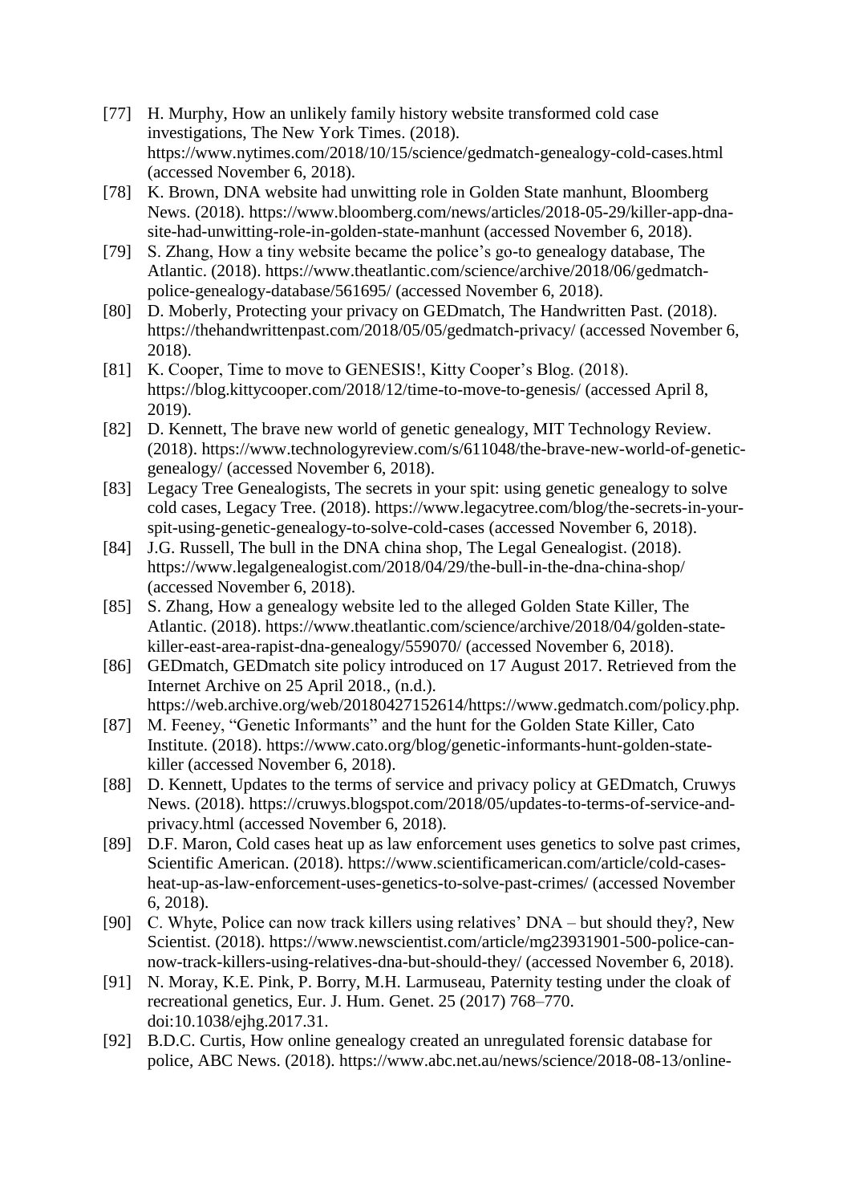[77] H. Murphy, How an unlikely family history website transformed cold case investigations, The New York Times. (2018). https://www.nytimes.com/2018/10/15/science/gedmatch-genealogy-cold-cases.html (accessed November 6, 2018).

[78] K. Brown, DNA website had unwitting role in Golden State manhunt, Bloomberg News. (2018). https://www.bloomberg.com/news/articles/2018-05-29/killer-app-dna-site-had-unwitting-role-in-golden-state-manhunt (accessed November 6, 2018).

[79] S. Zhang, How a tiny website became the police's go-to genealogy database, The Atlantic. (2018). https://www.theatlantic.com/science/archive/2018/06/gedmatch-police-genealogy-database/561695/ (accessed November 6, 2018).

[80] D. Moberly, Protecting your privacy on GEDmatch, The Handwritten Past. (2018). https://thehandwrittenpast.com/2018/05/05/gedmatch-privacy/ (accessed November 6, 2018).

[81] K. Cooper, Time to move to GENESIS!, Kitty Cooper's Blog. (2018). https://blog.kittycooper.com/2018/12/time-to-move-to-genesis/ (accessed April 8, 2019).

[82] D. Kennett, The brave new world of genetic genealogy, MIT Technology Review. (2018). https://www.technologyreview.com/s/611048/the-brave-new-world-of-genetic-genealogy/ (accessed November 6, 2018).

[83] Legacy Tree Genealogists, The secrets in your spit: using genetic genealogy to solve cold cases, Legacy Tree. (2018). https://www.legacytree.com/blog/the-secrets-in-your-spit-using-genetic-genealogy-to-solve-cold-cases (accessed November 6, 2018).

[84] J.G. Russell, The bull in the DNA china shop, The Legal Genealogist. (2018). https://www.legalgenealogist.com/2018/04/29/the-bull-in-the-dna-china-shop/ (accessed November 6, 2018).

[85] S. Zhang, How a genealogy website led to the alleged Golden State Killer, The Atlantic. (2018). https://www.theatlantic.com/science/archive/2018/04/golden-state-killer-east-area-rapist-dna-genealogy/559070/ (accessed November 6, 2018).

[86] GEDmatch, GEDmatch site policy introduced on 17 August 2017. Retrieved from the Internet Archive on 25 April 2018., (n.d.). https://web.archive.org/web/20180427152614/https://www.gedmatch.com/policy.php.

[87] M. Feeney, "Genetic Informants" and the hunt for the Golden State Killer, Cato Institute. (2018). https://www.cato.org/blog/genetic-informants-hunt-golden-state-killer (accessed November 6, 2018).

[88] D. Kennett, Updates to the terms of service and privacy policy at GEDmatch, Cruwys News. (2018). https://cruwys.blogspot.com/2018/05/updates-to-terms-of-service-and-privacy.html (accessed November 6, 2018).

[89] D.F. Maron, Cold cases heat up as law enforcement uses genetics to solve past crimes, Scientific American. (2018). https://www.scientificamerican.com/article/cold-cases-heat-up-as-law-enforcement-uses-genetics-to-solve-past-crimes/ (accessed November 6, 2018).

[90] C. Whyte, Police can now track killers using relatives' DNA – but should they?, New Scientist. (2018). https://www.newscientist.com/article/mg23931901-500-police-can-now-track-killers-using-relatives-dna-but-should-they/ (accessed November 6, 2018).

[91] N. Moray, K.E. Pink, P. Borry, M.H. Larmuseau, Paternity testing under the cloak of recreational genetics, Eur. J. Hum. Genet. 25 (2017) 768–770. doi:10.1038/ejhg.2017.31.

[92] B.D.C. Curtis, How online genealogy created an unregulated forensic database for police, ABC News. (2018). https://www.abc.net.au/news/science/2018-08-13/online-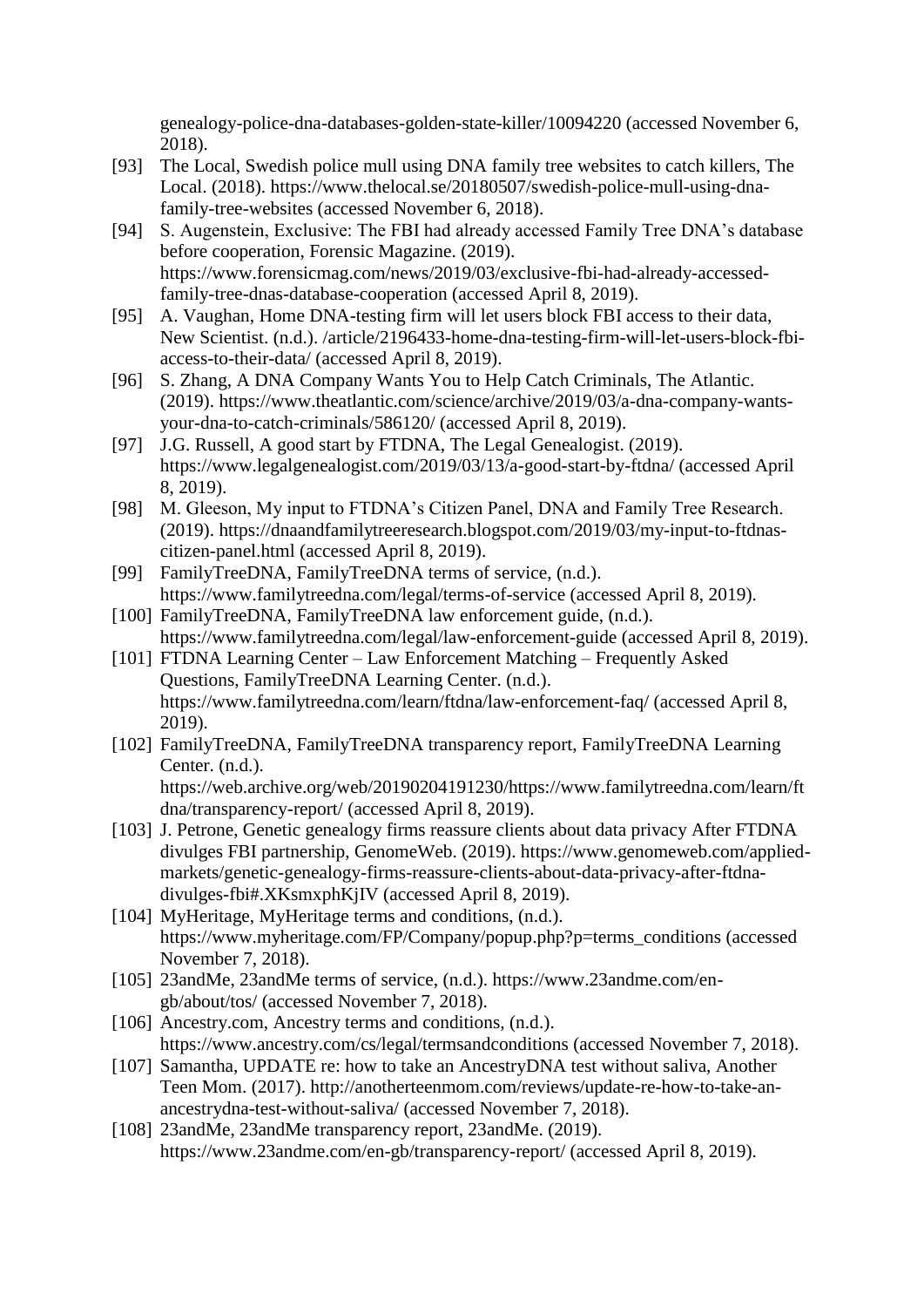genealogy-police-dna-databases-golden-state-killer/10094220 (accessed November 6, 2018).

[93] The Local, Swedish police mull using DNA family tree websites to catch killers, The Local. (2018). https://www.thelocal.se/20180507/swedish-police-mull-using-dna-family-tree-websites (accessed November 6, 2018).

[94] S. Augenstein, Exclusive: The FBI had already accessed Family Tree DNA's database before cooperation, Forensic Magazine. (2019). https://www.forensicmag.com/news/2019/03/exclusive-fbi-had-already-accessed-family-tree-dnas-database-cooperation (accessed April 8, 2019).

[95] A. Vaughan, Home DNA-testing firm will let users block FBI access to their data, New Scientist. (n.d.). /article/2196433-home-dna-testing-firm-will-let-users-block-fbi-access-to-their-data/ (accessed April 8, 2019).

[96] S. Zhang, A DNA Company Wants You to Help Catch Criminals, The Atlantic. (2019). https://www.theatlantic.com/science/archive/2019/03/a-dna-company-wants-your-dna-to-catch-criminals/586120/ (accessed April 8, 2019).

[97] J.G. Russell, A good start by FTDNA, The Legal Genealogist. (2019). https://www.legalgenealogist.com/2019/03/13/a-good-start-by-ftdna/ (accessed April 8, 2019).

[98] M. Gleeson, My input to FTDNA's Citizen Panel, DNA and Family Tree Research. (2019). https://dnaandfamilytreeresearch.blogspot.com/2019/03/my-input-to-ftdnas-citizen-panel.html (accessed April 8, 2019).

[99] FamilyTreeDNA, FamilyTreeDNA terms of service, (n.d.). https://www.familytreedna.com/legal/terms-of-service (accessed April 8, 2019).

[100] FamilyTreeDNA, FamilyTreeDNA law enforcement guide, (n.d.). https://www.familytreedna.com/legal/law-enforcement-guide (accessed April 8, 2019).

[101] FTDNA Learning Center – Law Enforcement Matching – Frequently Asked Questions, FamilyTreeDNA Learning Center. (n.d.). https://www.familytreedna.com/learn/ftdna/law-enforcement-faq/ (accessed April 8, 2019).

[102] FamilyTreeDNA, FamilyTreeDNA transparency report, FamilyTreeDNA Learning Center. (n.d.). https://web.archive.org/web/20190204191230/https://www.familytreedna.com/learn/ftdna/transparency-report/ (accessed April 8, 2019).

[103] J. Petrone, Genetic genealogy firms reassure clients about data privacy After FTDNA divulges FBI partnership, GenomeWeb. (2019). https://www.genomeweb.com/applied-markets/genetic-genealogy-firms-reassure-clients-about-data-privacy-after-ftdna-divulges-fbi#.XKsmxphKjIV (accessed April 8, 2019).

[104] MyHeritage, MyHeritage terms and conditions, (n.d.). https://www.myheritage.com/FP/Company/popup.php?p=terms_conditions (accessed November 7, 2018).

[105] 23andMe, 23andMe terms of service, (n.d.). https://www.23andme.com/en-gb/about/tos/ (accessed November 7, 2018).

[106] Ancestry.com, Ancestry terms and conditions, (n.d.). https://www.ancestry.com/cs/legal/termsandconditions (accessed November 7, 2018).

[107] Samantha, UPDATE re: how to take an AncestryDNA test without saliva, Another Teen Mom. (2017). http://anotherteenmom.com/reviews/update-re-how-to-take-an-ancestrydna-test-without-saliva/ (accessed November 7, 2018).

[108] 23andMe, 23andMe transparency report, 23andMe. (2019). https://www.23andme.com/en-gb/transparency-report/ (accessed April 8, 2019).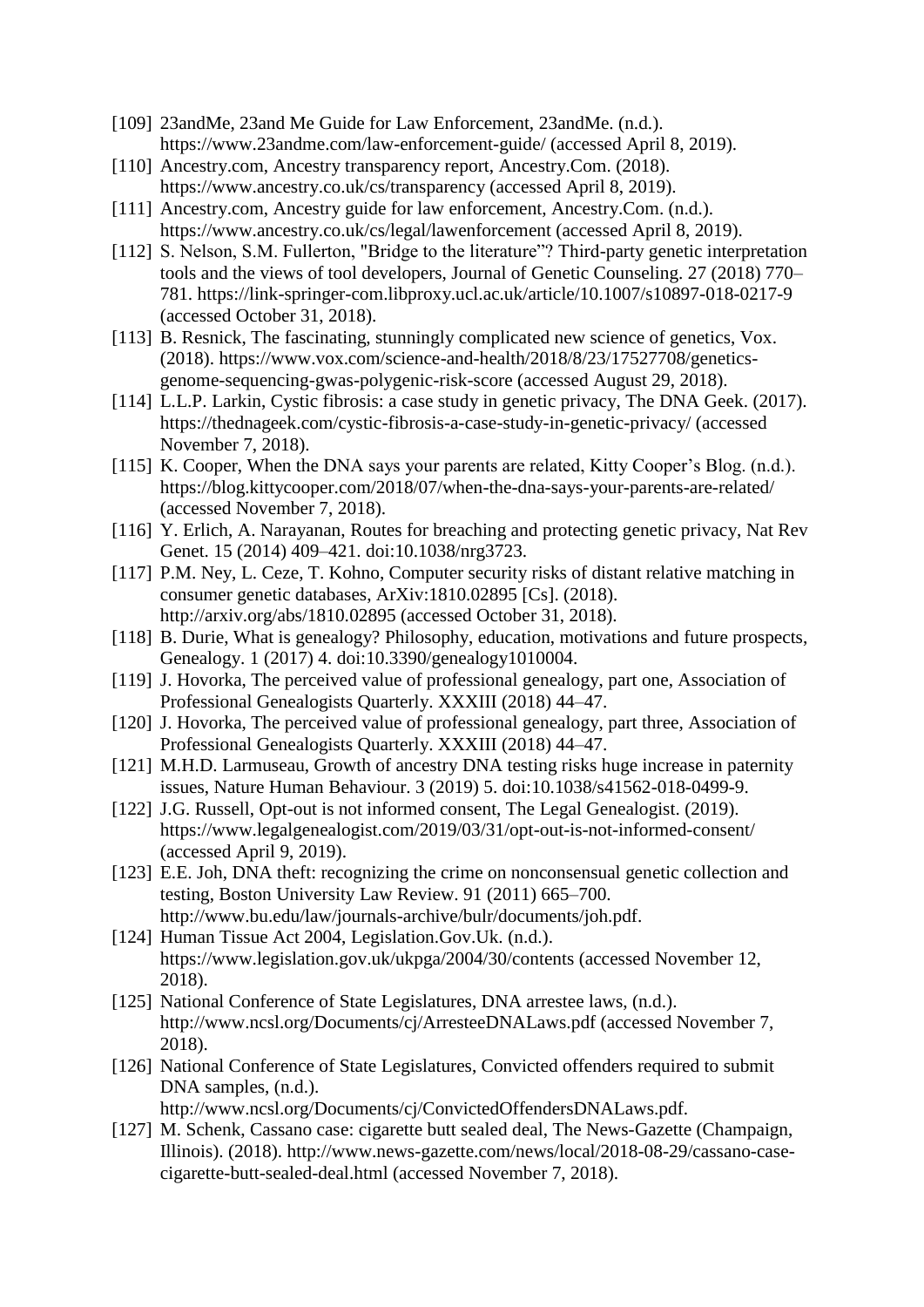[109] 23andMe, 23and Me Guide for Law Enforcement, 23andMe. (n.d.). https://www.23andme.com/law-enforcement-guide/ (accessed April 8, 2019).

[110] Ancestry.com, Ancestry transparency report, Ancestry.Com. (2018). https://www.ancestry.co.uk/cs/transparency (accessed April 8, 2019).

[111] Ancestry.com, Ancestry guide for law enforcement, Ancestry.Com. (n.d.). https://www.ancestry.co.uk/cs/legal/lawenforcement (accessed April 8, 2019).

[112] S. Nelson, S.M. Fullerton, "Bridge to the literature"? Third-party genetic interpretation tools and the views of tool developers, Journal of Genetic Counseling. 27 (2018) 770–781. https://link-springer-com.libproxy.ucl.ac.uk/article/10.1007/s10897-018-0217-9 (accessed October 31, 2018).

[113] B. Resnick, The fascinating, stunningly complicated new science of genetics, Vox. (2018). https://www.vox.com/science-and-health/2018/8/23/17527708/genetics-genome-sequencing-gwas-polygenic-risk-score (accessed August 29, 2018).

[114] L.L.P. Larkin, Cystic fibrosis: a case study in genetic privacy, The DNA Geek. (2017). https://thednageek.com/cystic-fibrosis-a-case-study-in-genetic-privacy/ (accessed November 7, 2018).

[115] K. Cooper, When the DNA says your parents are related, Kitty Cooper's Blog. (n.d.). https://blog.kittycooper.com/2018/07/when-the-dna-says-your-parents-are-related/ (accessed November 7, 2018).

[116] Y. Erlich, A. Narayanan, Routes for breaching and protecting genetic privacy, Nat Rev Genet. 15 (2014) 409–421. doi:10.1038/nrg3723.

[117] P.M. Ney, L. Ceze, T. Kohno, Computer security risks of distant relative matching in consumer genetic databases, ArXiv:1810.02895 [Cs]. (2018). http://arxiv.org/abs/1810.02895 (accessed October 31, 2018).

[118] B. Durie, What is genealogy? Philosophy, education, motivations and future prospects, Genealogy. 1 (2017) 4. doi:10.3390/genealogy1010004.

[119] J. Hovorka, The perceived value of professional genealogy, part one, Association of Professional Genealogists Quarterly. XXXIII (2018) 44–47.

[120] J. Hovorka, The perceived value of professional genealogy, part three, Association of Professional Genealogists Quarterly. XXXIII (2018) 44–47.

[121] M.H.D. Larmuseau, Growth of ancestry DNA testing risks huge increase in paternity issues, Nature Human Behaviour. 3 (2019) 5. doi:10.1038/s41562-018-0499-9.

[122] J.G. Russell, Opt-out is not informed consent, The Legal Genealogist. (2019). https://www.legalgenealogist.com/2019/03/31/opt-out-is-not-informed-consent/ (accessed April 9, 2019).

[123] E.E. Joh, DNA theft: recognizing the crime on nonconsensual genetic collection and testing, Boston University Law Review. 91 (2011) 665–700. http://www.bu.edu/law/journals-archive/bulr/documents/joh.pdf.

[124] Human Tissue Act 2004, Legislation.Gov.Uk. (n.d.). https://www.legislation.gov.uk/ukpga/2004/30/contents (accessed November 12, 2018).

[125] National Conference of State Legislatures, DNA arrestee laws, (n.d.). http://www.ncsl.org/Documents/cj/ArresteeDNALaws.pdf (accessed November 7, 2018).

[126] National Conference of State Legislatures, Convicted offenders required to submit DNA samples, (n.d.). http://www.ncsl.org/Documents/cj/ConvictedOffendersDNALaws.pdf.

[127] M. Schenk, Cassano case: cigarette butt sealed deal, The News-Gazette (Champaign, Illinois). (2018). http://www.news-gazette.com/news/local/2018-08-29/cassano-case-cigarette-butt-sealed-deal.html (accessed November 7, 2018).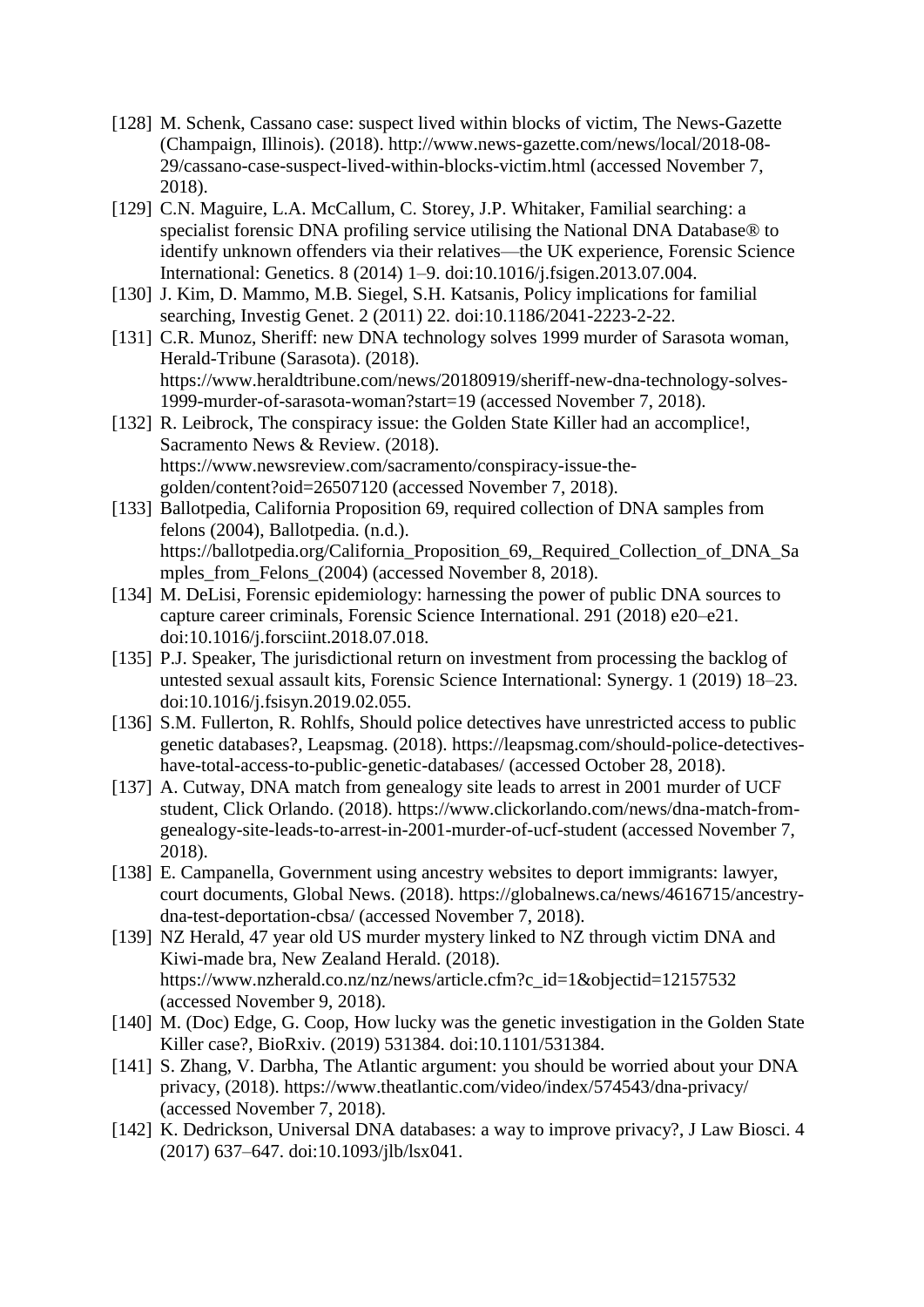[128] M. Schenk, Cassano case: suspect lived within blocks of victim, The News-Gazette (Champaign, Illinois). (2018). http://www.news-gazette.com/news/local/2018-08-29/cassano-case-suspect-lived-within-blocks-victim.html (accessed November 7, 2018).

[129] C.N. Maguire, L.A. McCallum, C. Storey, J.P. Whitaker, Familial searching: a specialist forensic DNA profiling service utilising the National DNA Database® to identify unknown offenders via their relatives—the UK experience, Forensic Science International: Genetics. 8 (2014) 1–9. doi:10.1016/j.fsigen.2013.07.004.

[130] J. Kim, D. Mammo, M.B. Siegel, S.H. Katsanis, Policy implications for familial searching, Investig Genet. 2 (2011) 22. doi:10.1186/2041-2223-2-22.

[131] C.R. Munoz, Sheriff: new DNA technology solves 1999 murder of Sarasota woman, Herald-Tribune (Sarasota). (2018). https://www.heraldtribune.com/news/20180919/sheriff-new-dna-technology-solves-1999-murder-of-sarasota-woman?start=19 (accessed November 7, 2018).

[132] R. Leibrock, The conspiracy issue: the Golden State Killer had an accomplice!, Sacramento News & Review. (2018). https://www.newsreview.com/sacramento/conspiracy-issue-the-golden/content?oid=26507120 (accessed November 7, 2018).

[133] Ballotpedia, California Proposition 69, required collection of DNA samples from felons (2004), Ballotpedia. (n.d.). https://ballotpedia.org/California_Proposition_69,_Required_Collection_of_DNA_Samples_from_Felons_(2004) (accessed November 8, 2018).

[134] M. DeLisi, Forensic epidemiology: harnessing the power of public DNA sources to capture career criminals, Forensic Science International. 291 (2018) e20–e21. doi:10.1016/j.forsciint.2018.07.018.

[135] P.J. Speaker, The jurisdictional return on investment from processing the backlog of untested sexual assault kits, Forensic Science International: Synergy. 1 (2019) 18–23. doi:10.1016/j.fsisyn.2019.02.055.

[136] S.M. Fullerton, R. Rohlfs, Should police detectives have unrestricted access to public genetic databases?, Leapsmag. (2018). https://leapsmag.com/should-police-detectives-have-total-access-to-public-genetic-databases/ (accessed October 28, 2018).

[137] A. Cutway, DNA match from genealogy site leads to arrest in 2001 murder of UCF student, Click Orlando. (2018). https://www.clickorlando.com/news/dna-match-from-genealogy-site-leads-to-arrest-in-2001-murder-of-ucf-student (accessed November 7, 2018).

[138] E. Campanella, Government using ancestry websites to deport immigrants: lawyer, court documents, Global News. (2018). https://globalnews.ca/news/4616715/ancestry-dna-test-deportation-cbsa/ (accessed November 7, 2018).

[139] NZ Herald, 47 year old US murder mystery linked to NZ through victim DNA and Kiwi-made bra, New Zealand Herald. (2018). https://www.nzherald.co.nz/nz/news/article.cfm?c_id=1&objectid=12157532 (accessed November 9, 2018).

[140] M. (Doc) Edge, G. Coop, How lucky was the genetic investigation in the Golden State Killer case?, BioRxiv. (2019) 531384. doi:10.1101/531384.

[141] S. Zhang, V. Darbha, The Atlantic argument: you should be worried about your DNA privacy, (2018). https://www.theatlantic.com/video/index/574543/dna-privacy/ (accessed November 7, 2018).

[142] K. Dedrickson, Universal DNA databases: a way to improve privacy?, J Law Biosci. 4 (2017) 637–647. doi:10.1093/jlb/lsx041.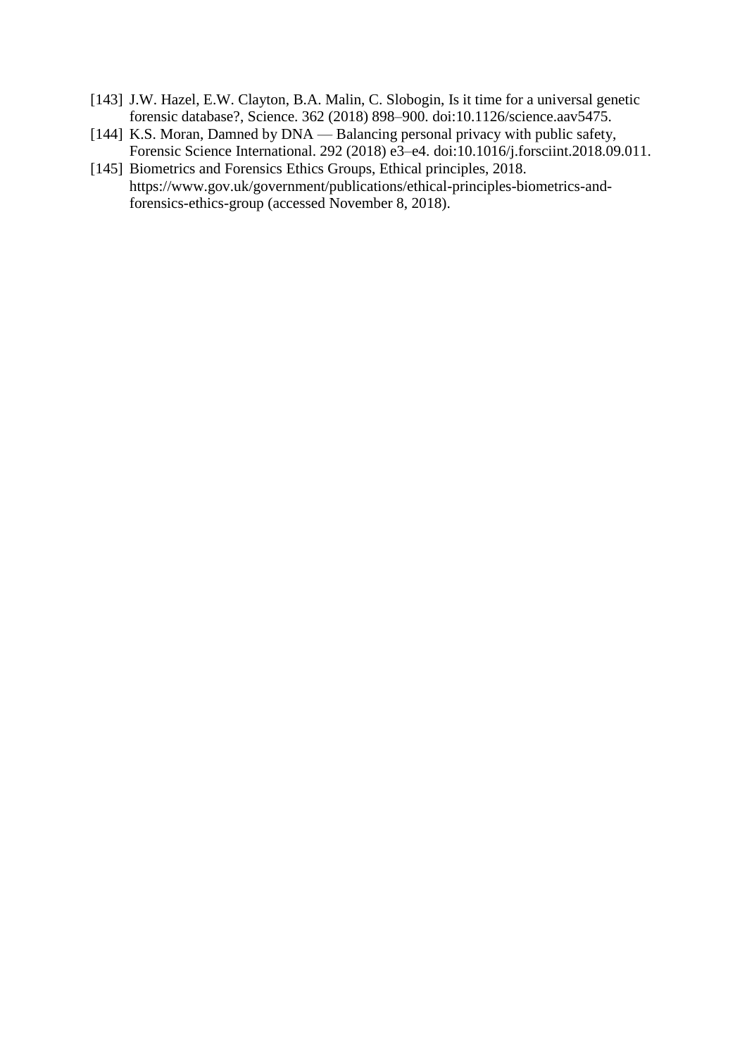[143] J.W. Hazel, E.W. Clayton, B.A. Malin, C. Slobogin, Is it time for a universal genetic forensic database?, Science. 362 (2018) 898–900. doi:10.1126/science.aav5475.

[144] K.S. Moran, Damned by DNA — Balancing personal privacy with public safety, Forensic Science International. 292 (2018) e3–e4. doi:10.1016/j.forsciint.2018.09.011.

[145] Biometrics and Forensics Ethics Groups, Ethical principles, 2018. https://www.gov.uk/government/publications/ethical-principles-biometrics-and-forensics-ethics-group (accessed November 8, 2018).